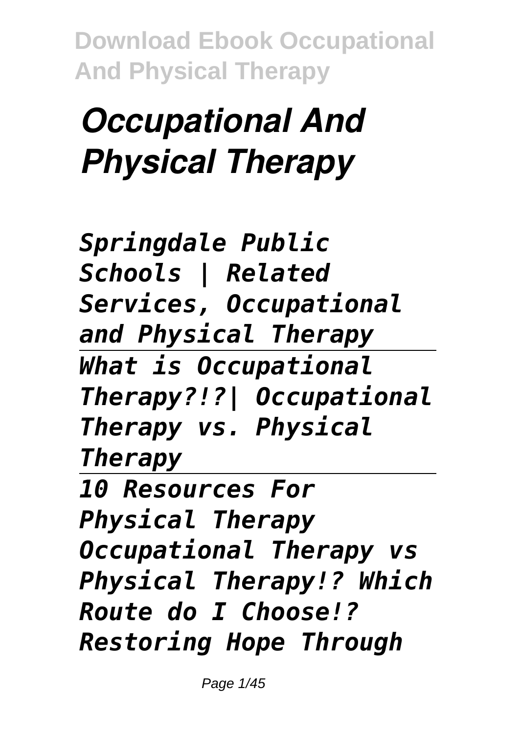# *Occupational And Physical Therapy*

*Springdale Public Schools | Related Services, Occupational and Physical Therapy*

*What is Occupational Therapy?!?| Occupational Therapy vs. Physical Therapy*

*10 Resources For Physical Therapy*

*Occupational Therapy vs Physical Therapy!? Which Route do I Choose!?*

*Restoring Hope Through*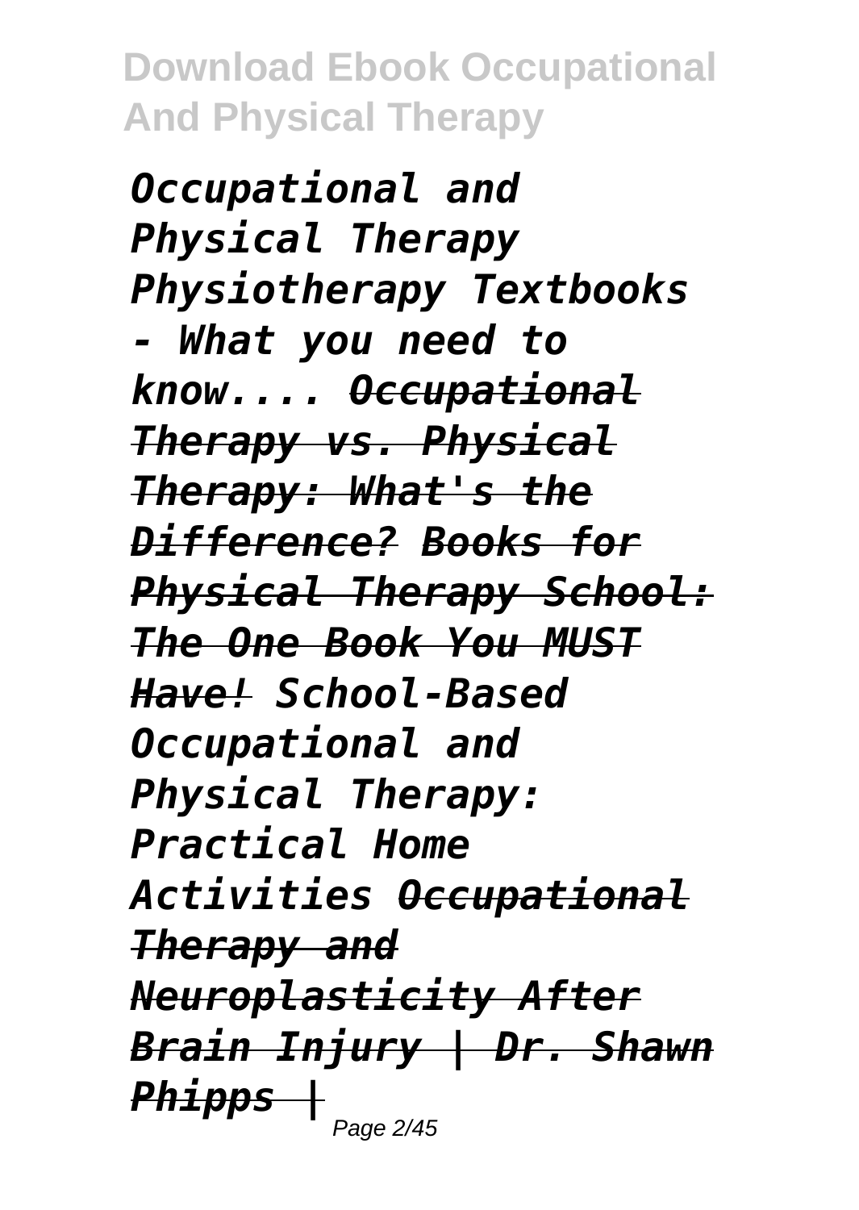*Occupational and Physical Therapy Physiotherapy Textbooks - What you need to know.... ~~Occupational Therapy vs. Physical Therapy: What's the Difference?~~ ~~Books for Physical Therapy School: The One Book You MUST Have!~~ School-Based Occupational and Physical Therapy: Practical Home Activities ~~Occupational Therapy and Neuroplasticity After Brain Injury | Dr. Shawn Phipps |~~*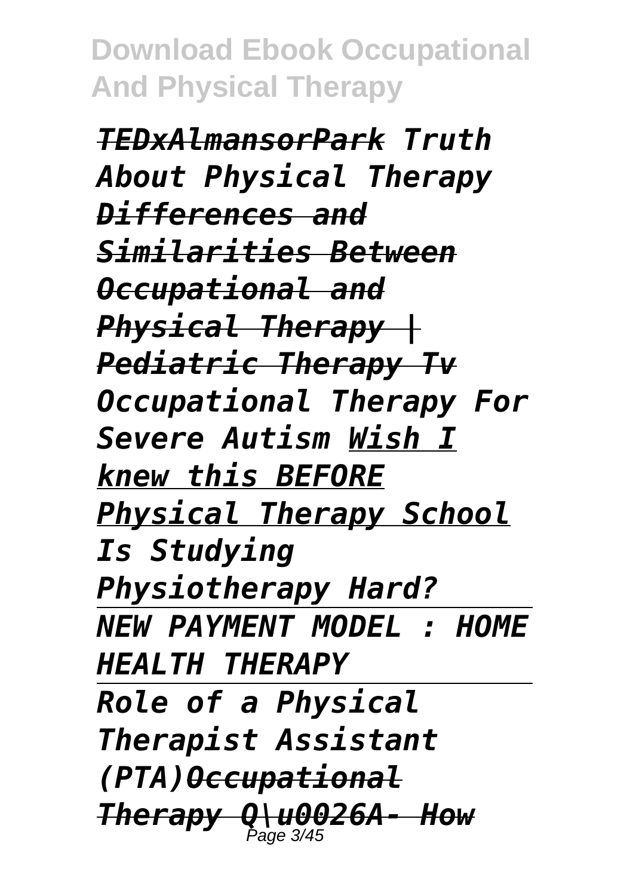*TEDxAlmansorPark Truth About Physical Therapy Differences and Similarities Between Occupational and Physical Therapy | Pediatric Therapy Tv Occupational Therapy For Severe Autism Wish I knew this BEFORE Physical Therapy School Is Studying Physiotherapy Hard?*

---

*NEW PAYMENT MODEL : HOME HEALTH THERAPY*

---

*Role of a Physical Therapist Assistant (PTA)Occupational Therapy Q\u0026A- How*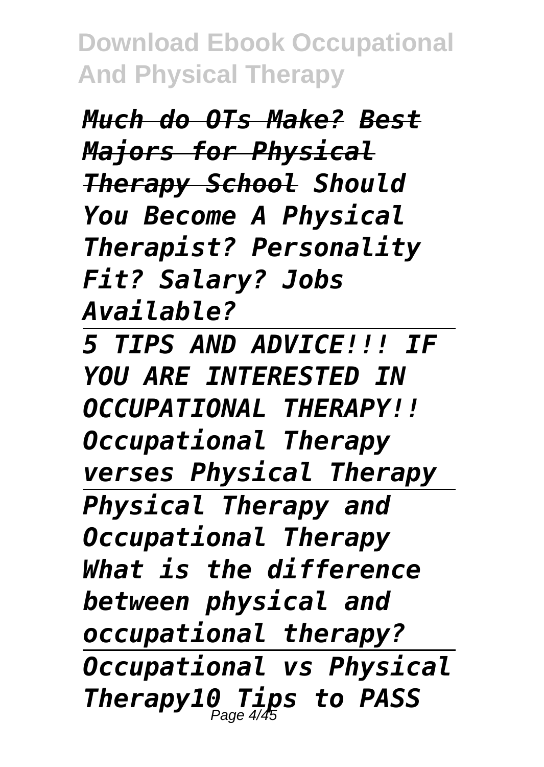*Much do OTs Make? Best Majors for Physical Therapy School Should You Become A Physical Therapist? Personality Fit? Salary? Jobs Available?*

---

*5 TIPS AND ADVICE!!! IF YOU ARE INTERESTED IN OCCUPATIONAL THERAPY!! Occupational Therapy verses Physical Therapy*

---

*Physical Therapy and Occupational Therapy What is the difference between physical and occupational therapy?*

---

*Occupational vs Physical Therapy10 Tips to PASS*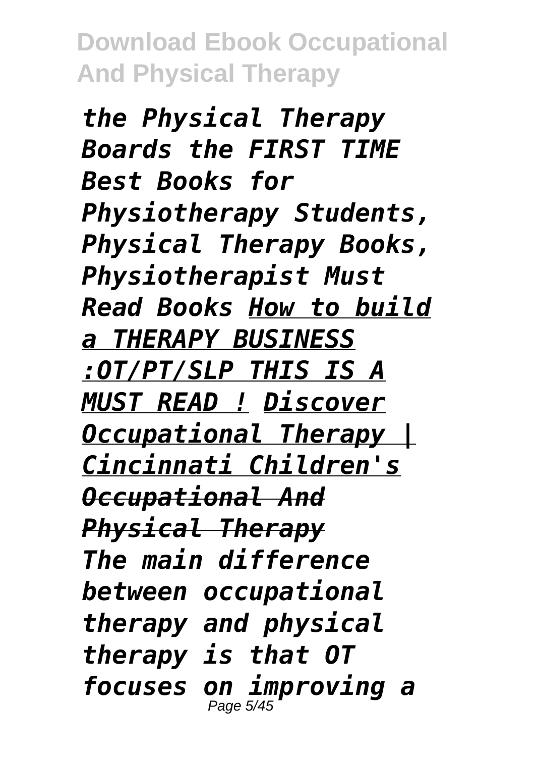*the Physical Therapy Boards the FIRST TIME Best Books for Physiotherapy Students, Physical Therapy Books, Physiotherapist Must Read Books* *How to build a THERAPY BUSINESS :OT/PT/SLP THIS IS A MUST READ !* *Discover Occupational Therapy | Cincinnati Children's* ~~*Occupational And Physical Therapy*~~

*The main difference between occupational therapy and physical therapy is that OT focuses on improving a*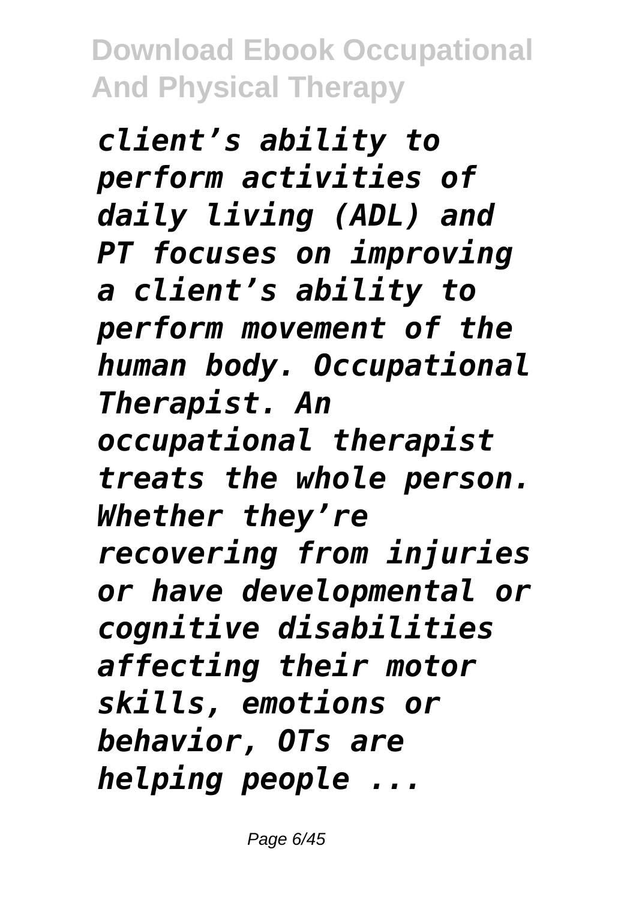*client's ability to perform activities of daily living (ADL) and PT focuses on improving a client's ability to perform movement of the human body. Occupational Therapist. An occupational therapist treats the whole person. Whether they're recovering from injuries or have developmental or cognitive disabilities affecting their motor skills, emotions or behavior, OTs are helping people ...*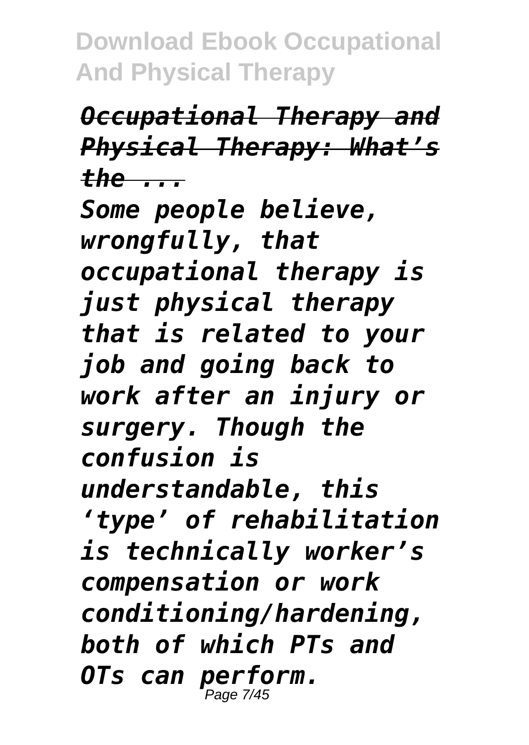*Occupational Therapy and Physical Therapy: What's the ...*

*Some people believe, wrongfully, that occupational therapy is just physical therapy that is related to your job and going back to work after an injury or surgery. Though the confusion is understandable, this 'type' of rehabilitation is technically worker's compensation or work conditioning/hardening, both of which PTs and OTs can perform.*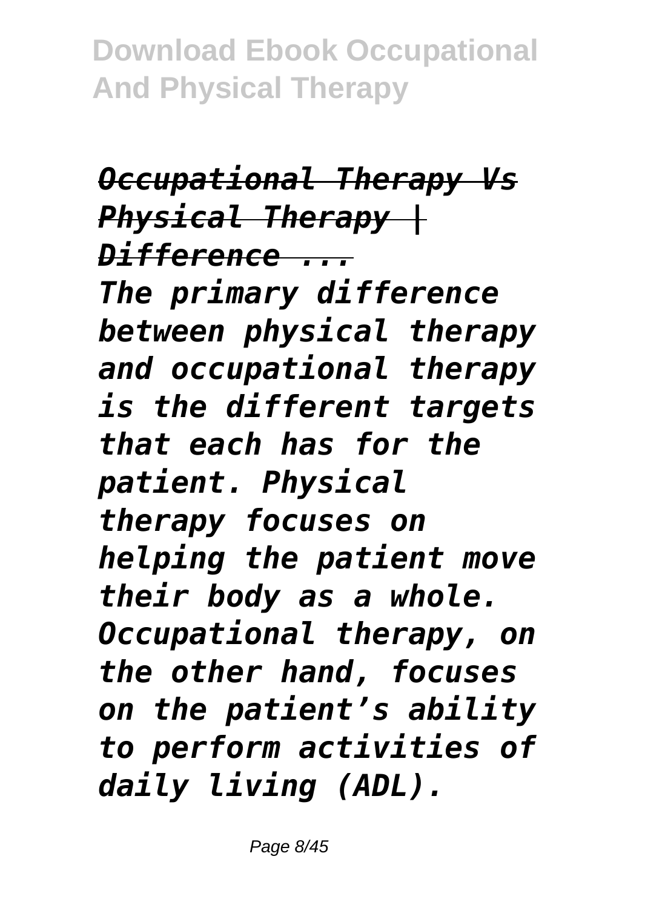*Occupational Therapy Vs Physical Therapy | Difference ...*

*The primary difference between physical therapy and occupational therapy is the different targets that each has for the patient. Physical therapy focuses on helping the patient move their body as a whole. Occupational therapy, on the other hand, focuses on the patient's ability to perform activities of daily living (ADL).*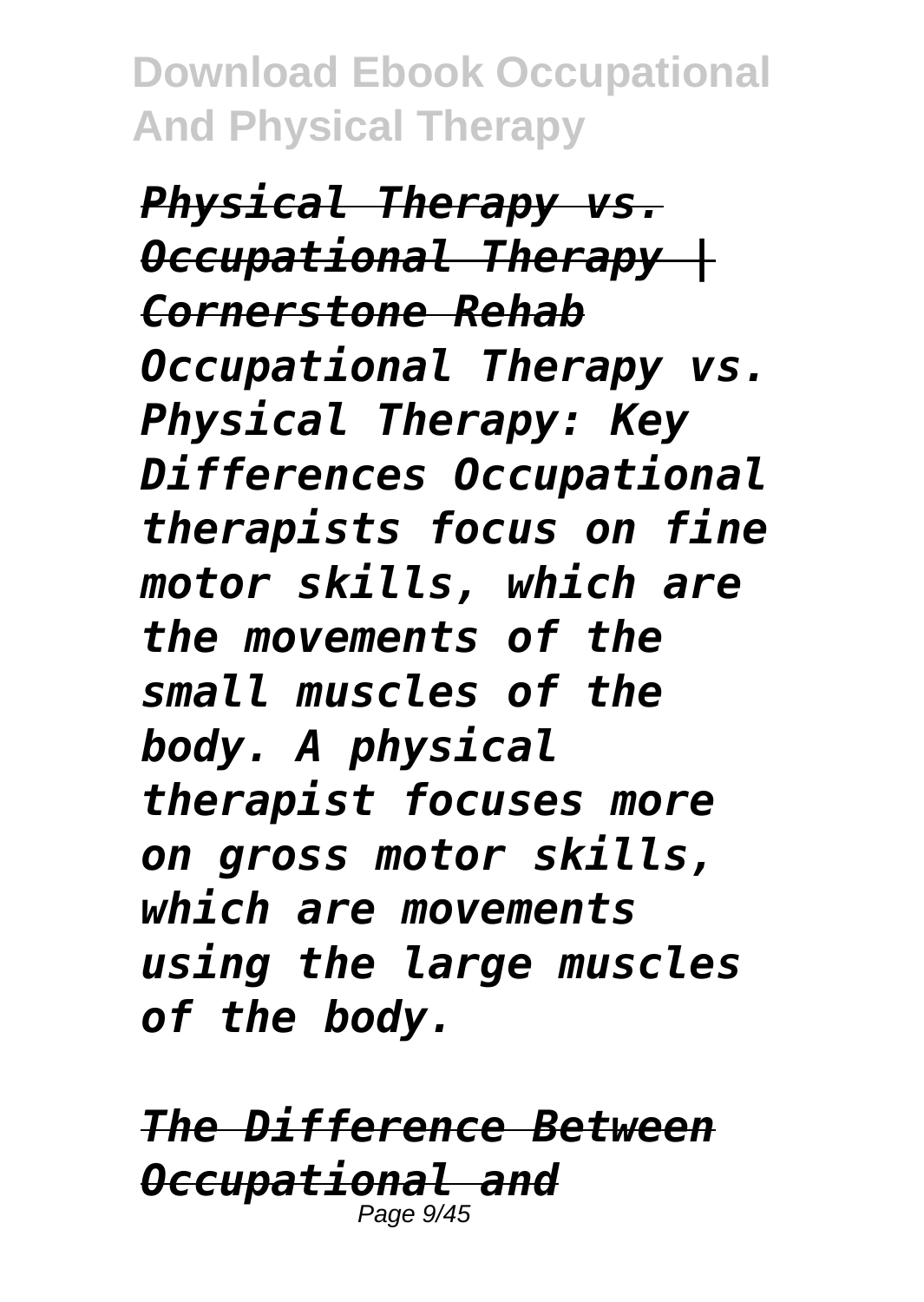***Physical Therapy vs. Occupational Therapy | Cornerstone Rehab***

*Occupational Therapy vs. Physical Therapy: Key Differences Occupational therapists focus on fine motor skills, which are the movements of the small muscles of the body. A physical therapist focuses more on gross motor skills, which are movements using the large muscles of the body.*

***The Difference Between Occupational and***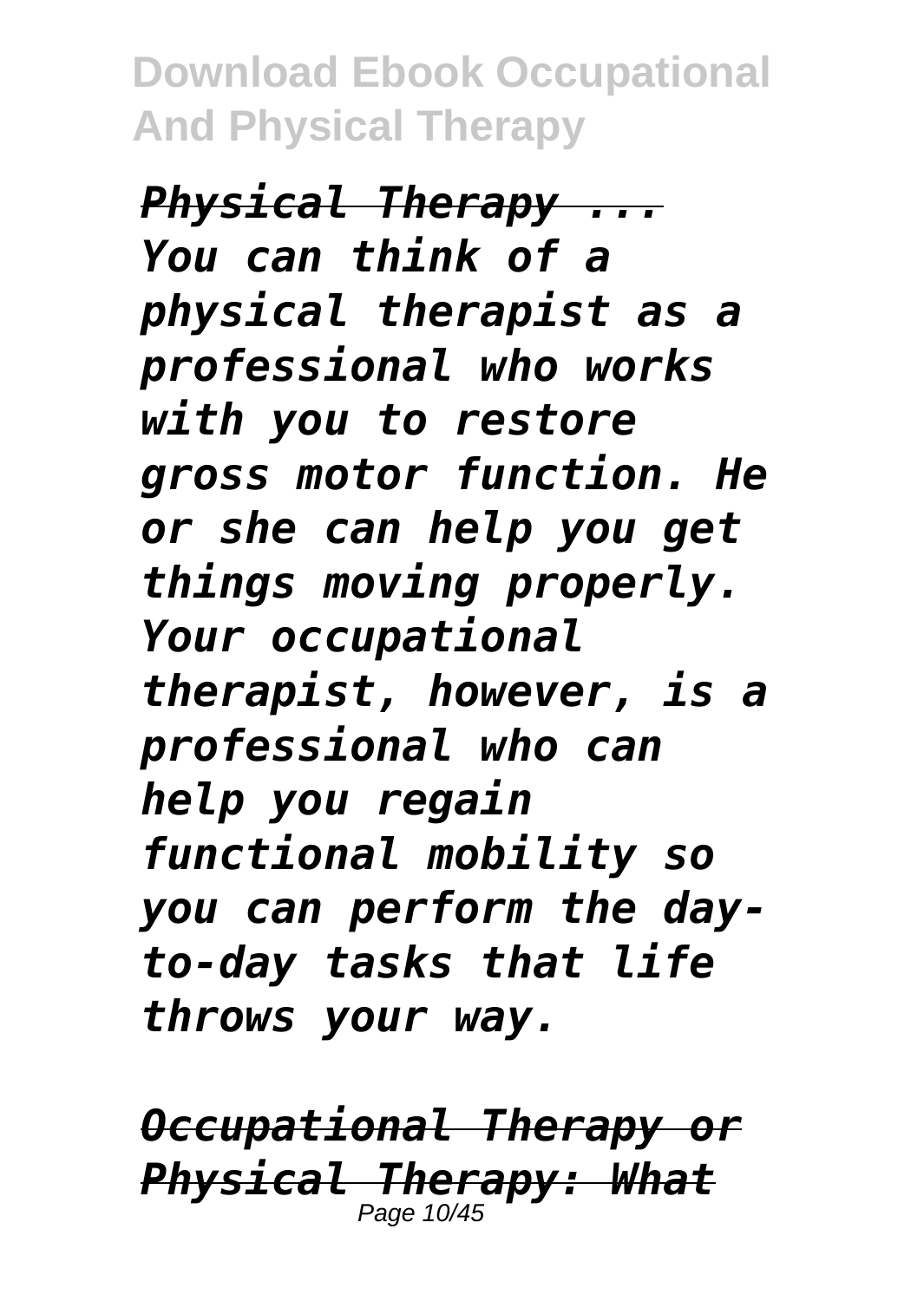*Physical Therapy ...*

*You can think of a physical therapist as a professional who works with you to restore gross motor function. He or she can help you get things moving properly. Your occupational therapist, however, is a professional who can help you regain functional mobility so you can perform the day-to-day tasks that life throws your way.*

*Occupational Therapy or Physical Therapy: What*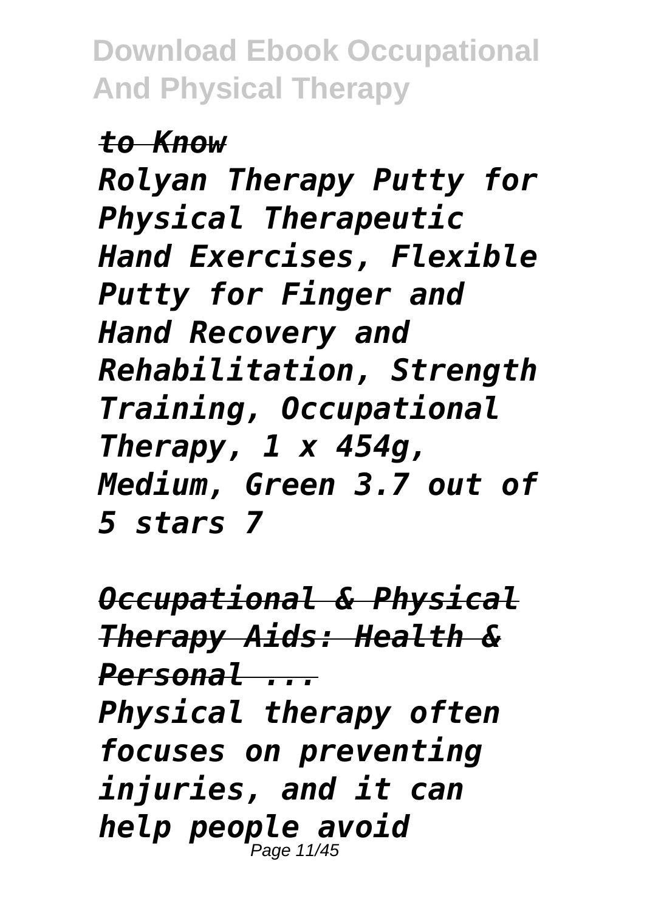*to Know*

*Rolyan Therapy Putty for Physical Therapeutic Hand Exercises, Flexible Putty for Finger and Hand Recovery and Rehabilitation, Strength Training, Occupational Therapy, 1 x 454g, Medium, Green 3.7 out of 5 stars 7*

*Occupational & Physical Therapy Aids: Health & Personal ...*

*Physical therapy often focuses on preventing injuries, and it can help people avoid*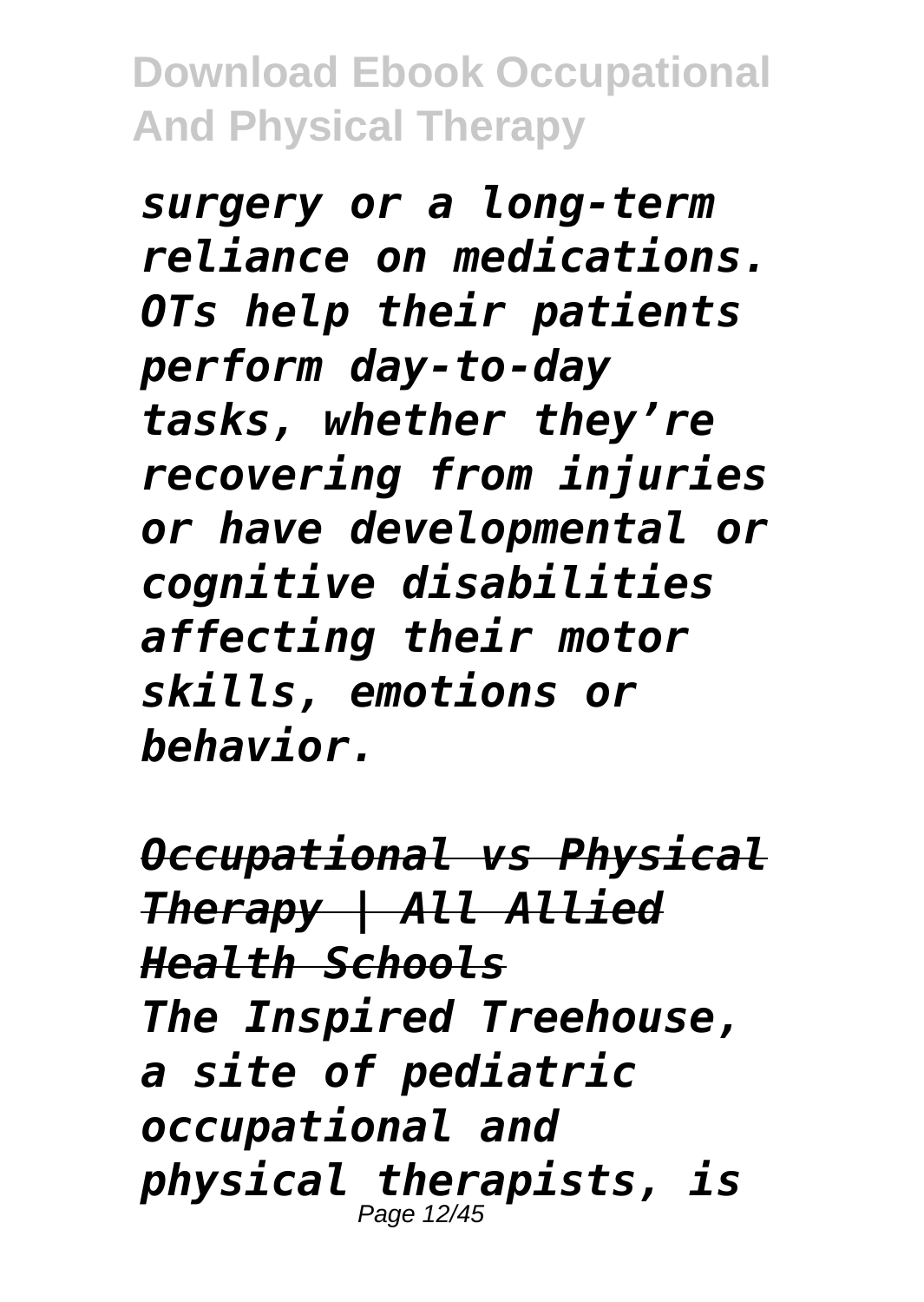*surgery or a long-term reliance on medications. OTs help their patients perform day-to-day tasks, whether they're recovering from injuries or have developmental or cognitive disabilities affecting their motor skills, emotions or behavior.*

*Occupational vs Physical Therapy | All Allied Health Schools*

*The Inspired Treehouse, a site of pediatric occupational and physical therapists, is*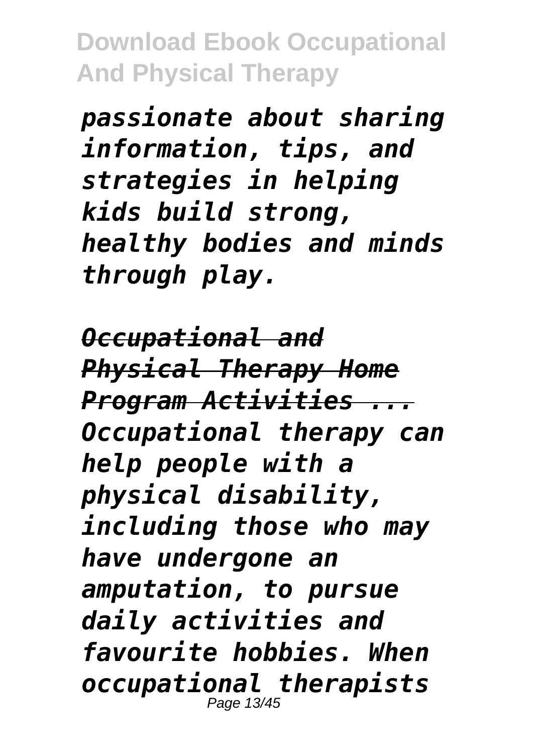*passionate about sharing information, tips, and strategies in helping kids build strong, healthy bodies and minds through play.*

*Occupational and Physical Therapy Home Program Activities ...*
*Occupational therapy can help people with a physical disability, including those who may have undergone an amputation, to pursue daily activities and favourite hobbies. When occupational therapists*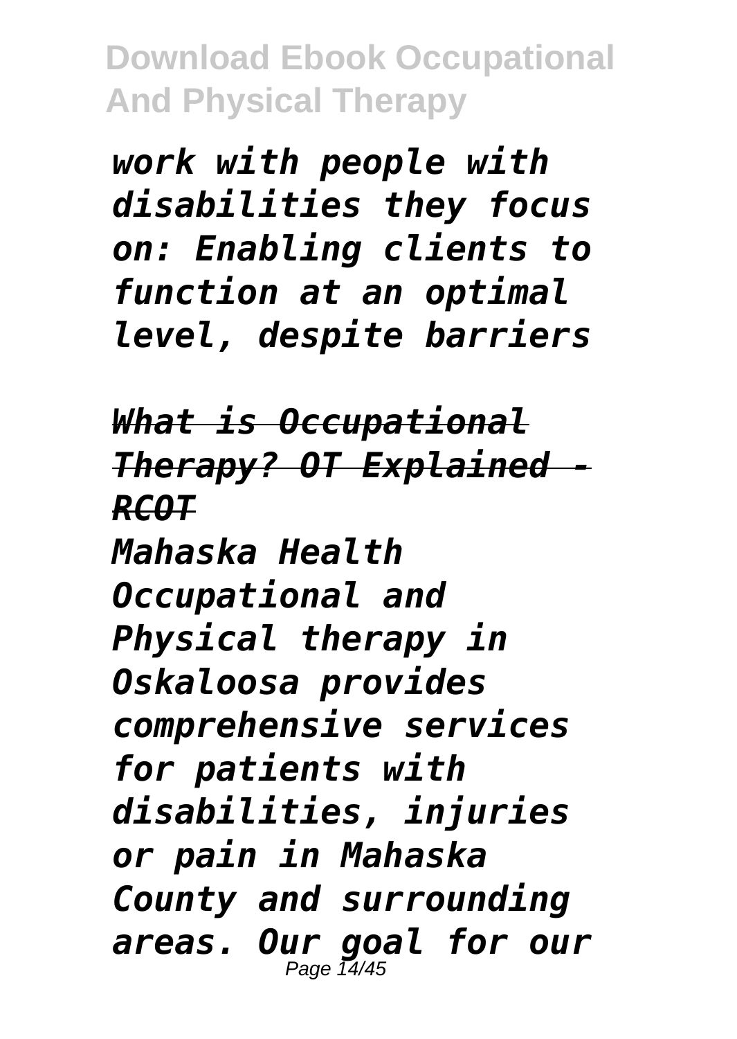*work with people with disabilities they focus on: Enabling clients to function at an optimal level, despite barriers*

*~~What is Occupational Therapy? OT Explained - RCOT~~*

*Mahaska Health Occupational and Physical therapy in Oskaloosa provides comprehensive services for patients with disabilities, injuries or pain in Mahaska County and surrounding areas. Our goal for our*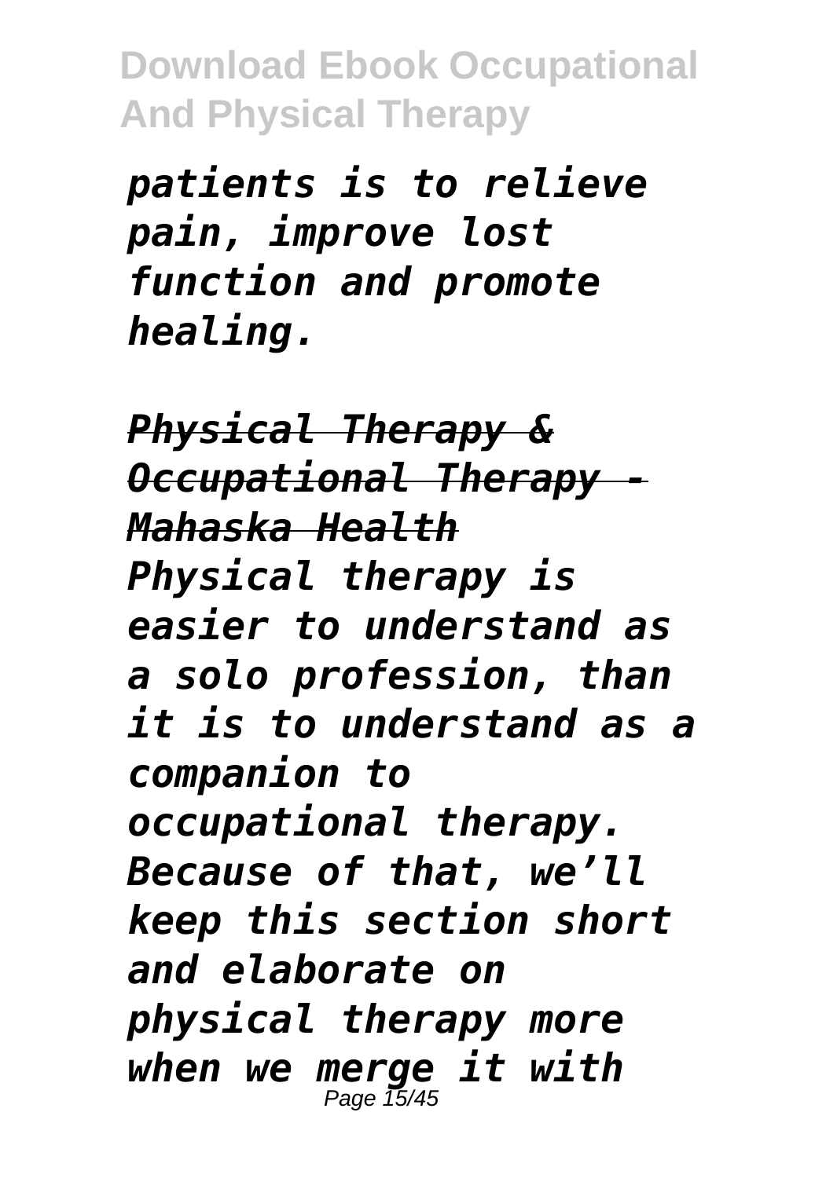*patients is to relieve pain, improve lost function and promote healing.*

*Physical Therapy & Occupational Therapy - Mahaska Health*

*Physical therapy is easier to understand as a solo profession, than it is to understand as a companion to occupational therapy. Because of that, we'll keep this section short and elaborate on physical therapy more when we merge it with*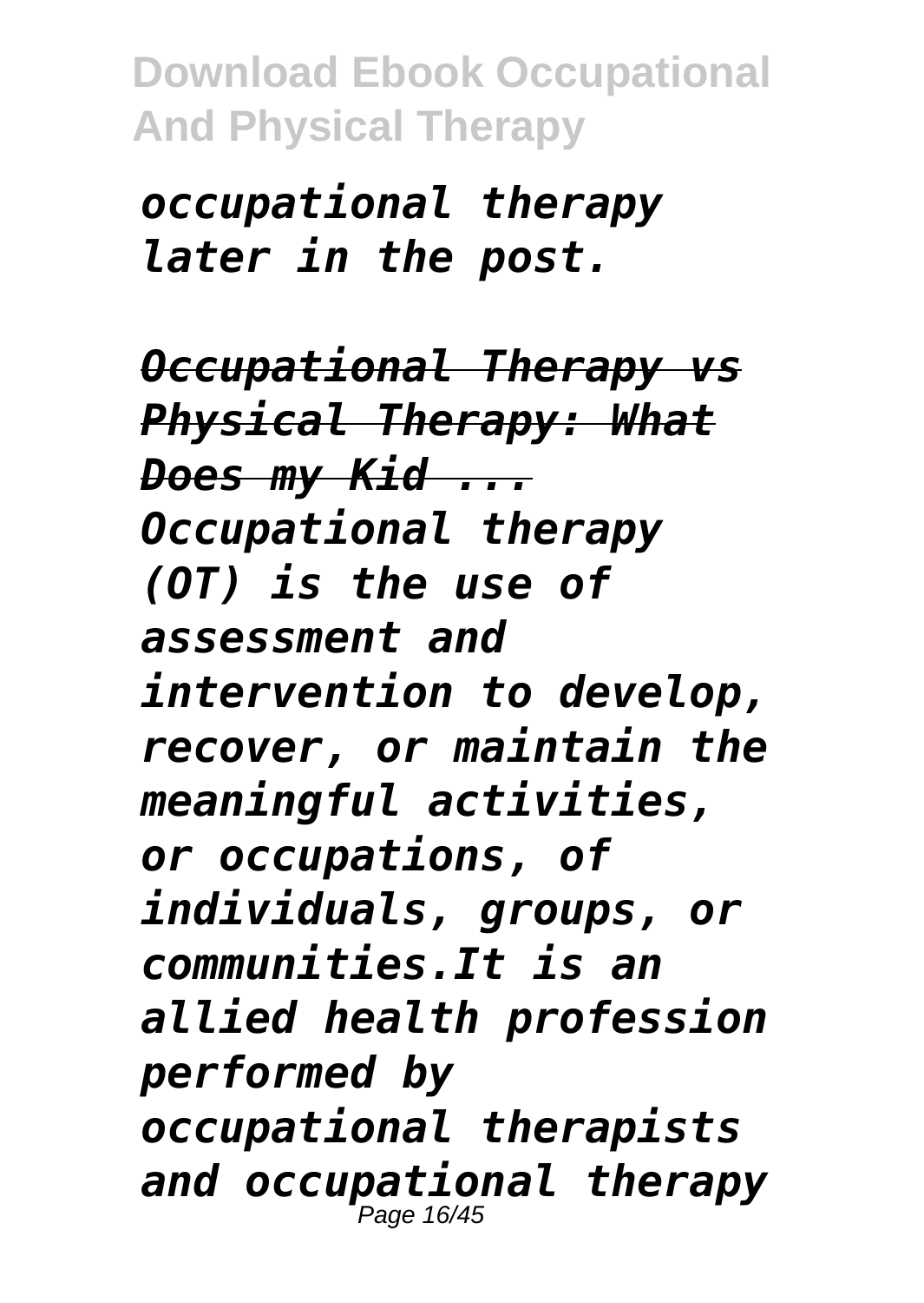*occupational therapy later in the post.*

***Occupational Therapy vs Physical Therapy: What Does my Kid ...***

*Occupational therapy (OT) is the use of assessment and intervention to develop, recover, or maintain the meaningful activities, or occupations, of individuals, groups, or communities.It is an allied health profession performed by occupational therapists and occupational therapy*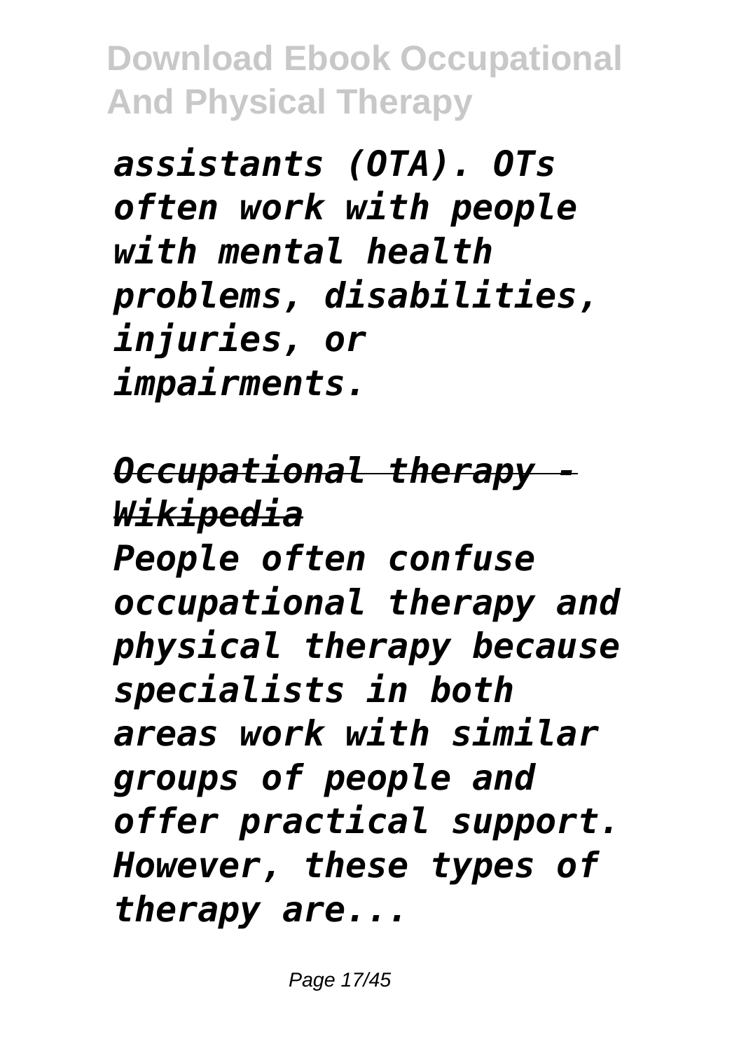*assistants (OTA). OTs often work with people with mental health problems, disabilities, injuries, or impairments.*

*Occupational therapy - Wikipedia*

*People often confuse occupational therapy and physical therapy because specialists in both areas work with similar groups of people and offer practical support. However, these types of therapy are...*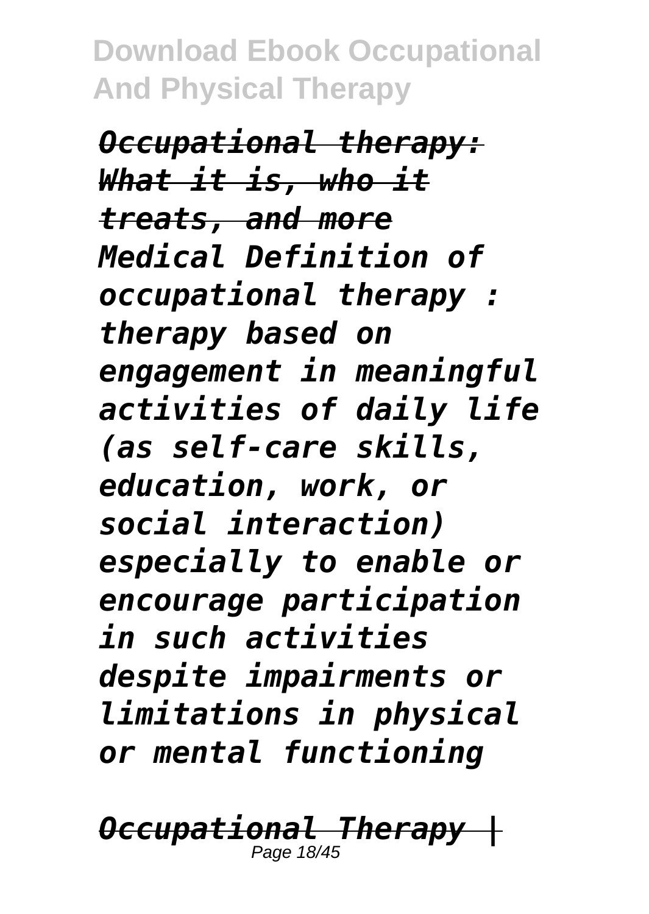*Occupational therapy: What it is, who it treats, and more*
*Medical Definition of occupational therapy : therapy based on engagement in meaningful activities of daily life (as self-care skills, education, work, or social interaction) especially to enable or encourage participation in such activities despite impairments or limitations in physical or mental functioning*

*Occupational Therapy |*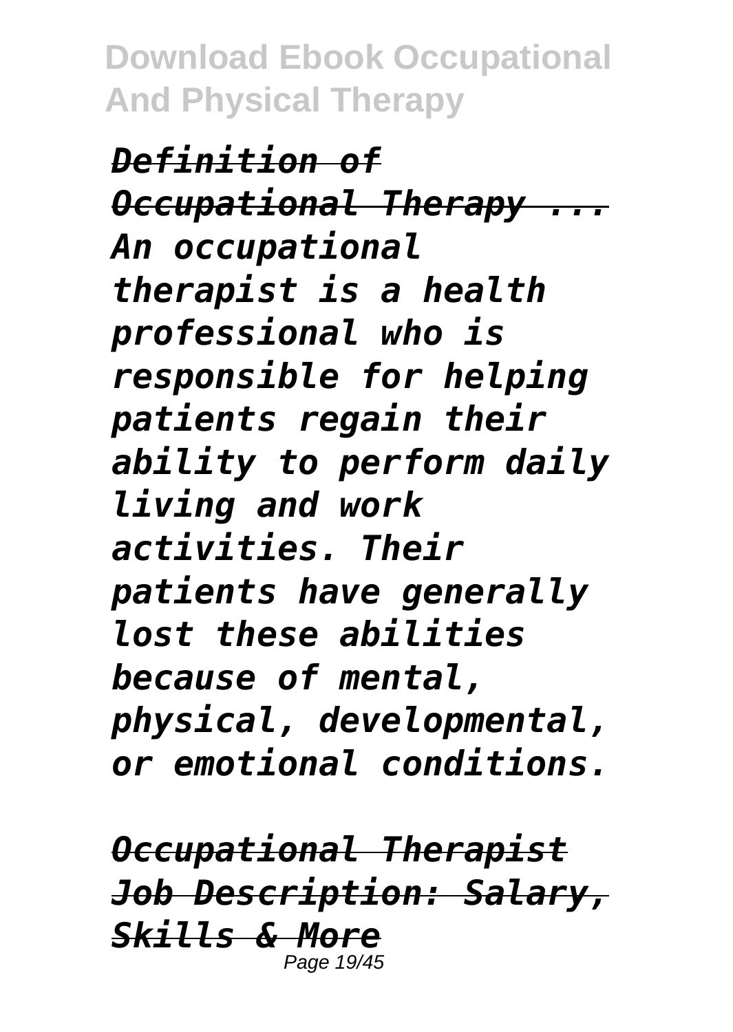*Definition of Occupational Therapy ...*

*An occupational therapist is a health professional who is responsible for helping patients regain their ability to perform daily living and work activities. Their patients have generally lost these abilities because of mental, physical, developmental, or emotional conditions.*

*Occupational Therapist Job Description: Salary, Skills & More*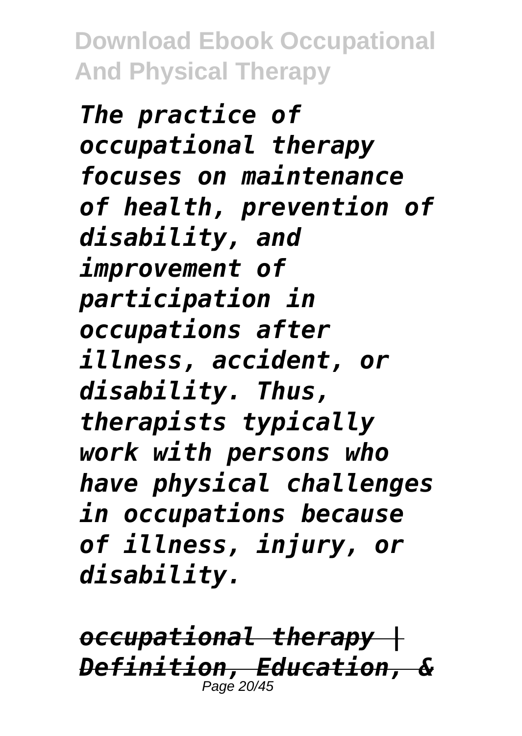*The practice of occupational therapy focuses on maintenance of health, prevention of disability, and improvement of participation in occupations after illness, accident, or disability. Thus, therapists typically work with persons who have physical challenges in occupations because of illness, injury, or disability.*

*occupational therapy | Definition, Education, &*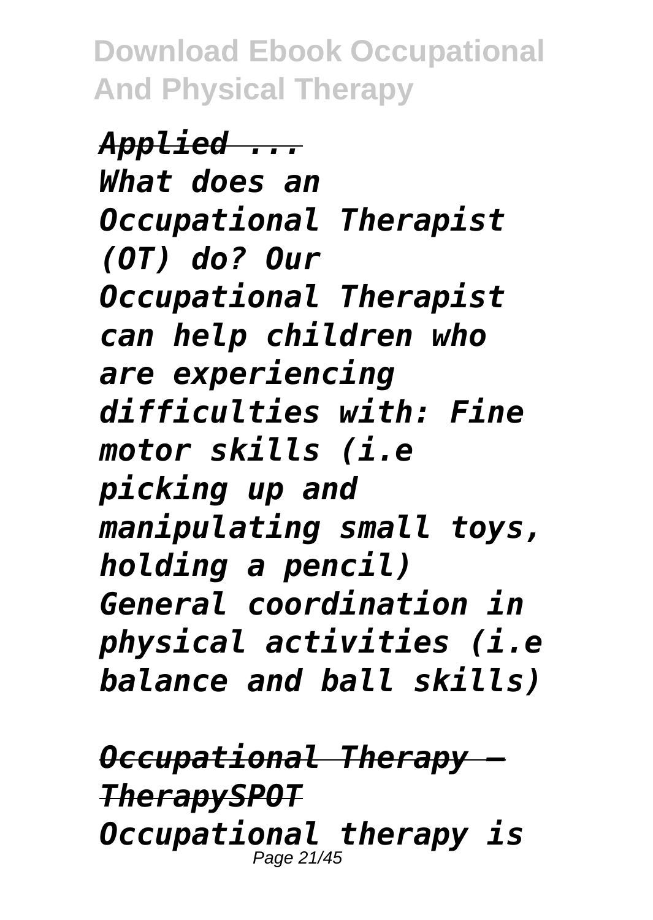*Applied ...*

*What does an Occupational Therapist (OT) do? Our Occupational Therapist can help children who are experiencing difficulties with: Fine motor skills (i.e picking up and manipulating small toys, holding a pencil) General coordination in physical activities (i.e balance and ball skills)*

*Occupational Therapy – TherapySPOT*

*Occupational therapy is*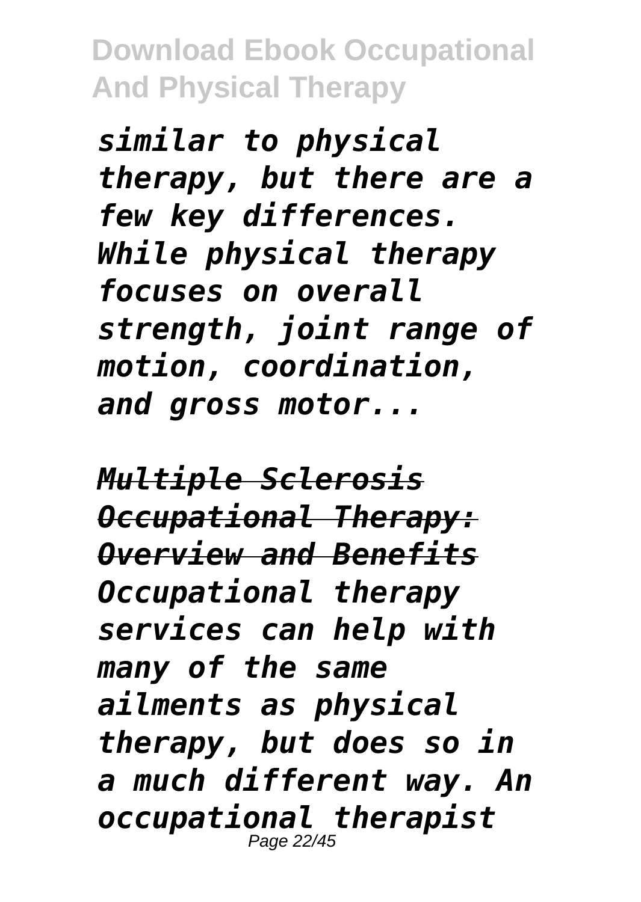*similar to physical therapy, but there are a few key differences. While physical therapy focuses on overall strength, joint range of motion, coordination, and gross motor...*

***Multiple Sclerosis Occupational Therapy: Overview and Benefits***

*Occupational therapy services can help with many of the same ailments as physical therapy, but does so in a much different way. An occupational therapist*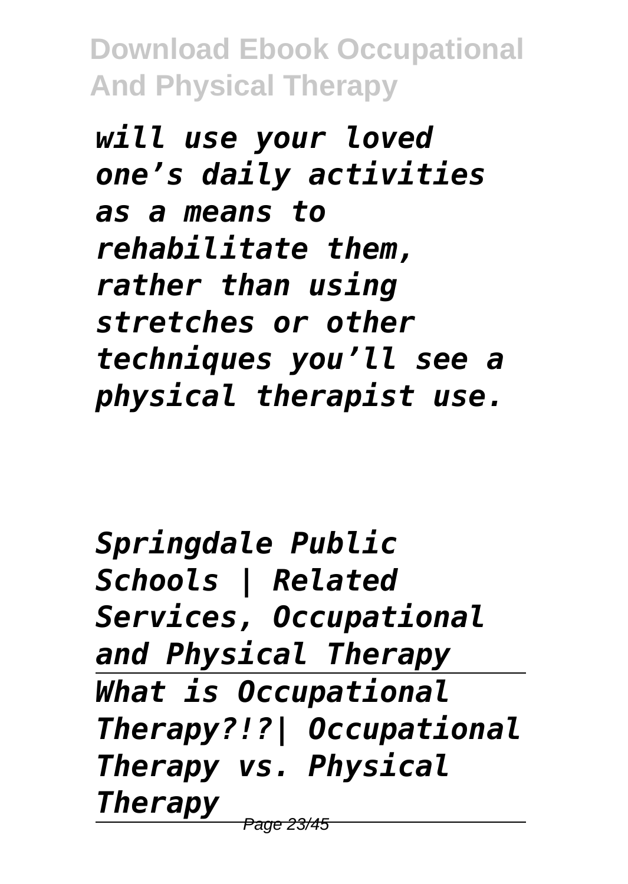*will use your loved one's daily activities as a means to rehabilitate them, rather than using stretches or other techniques you'll see a physical therapist use.*

*Springdale Public Schools | Related Services, Occupational and Physical Therapy*

*What is Occupational Therapy?!?| Occupational Therapy vs. Physical Therapy*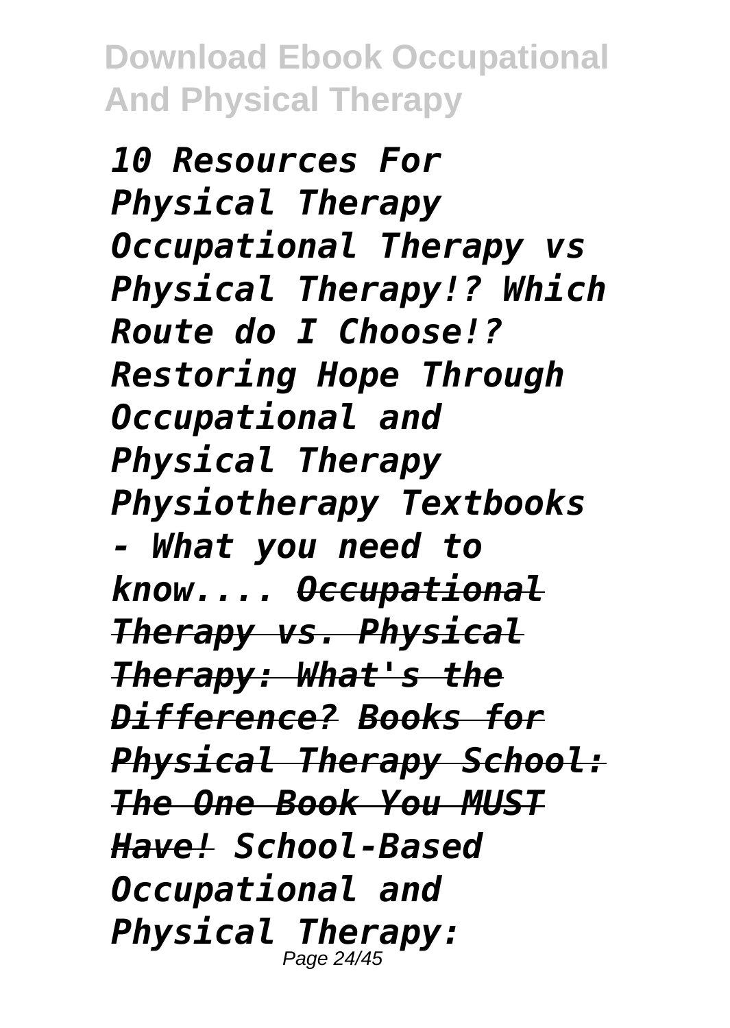*10 Resources For Physical Therapy Occupational Therapy vs Physical Therapy!? Which Route do I Choose!? Restoring Hope Through Occupational and Physical Therapy Physiotherapy Textbooks - What you need to know.... Occupational Therapy vs. Physical Therapy: What's the Difference? Books for Physical Therapy School: The One Book You MUST Have! School-Based Occupational and Physical Therapy:*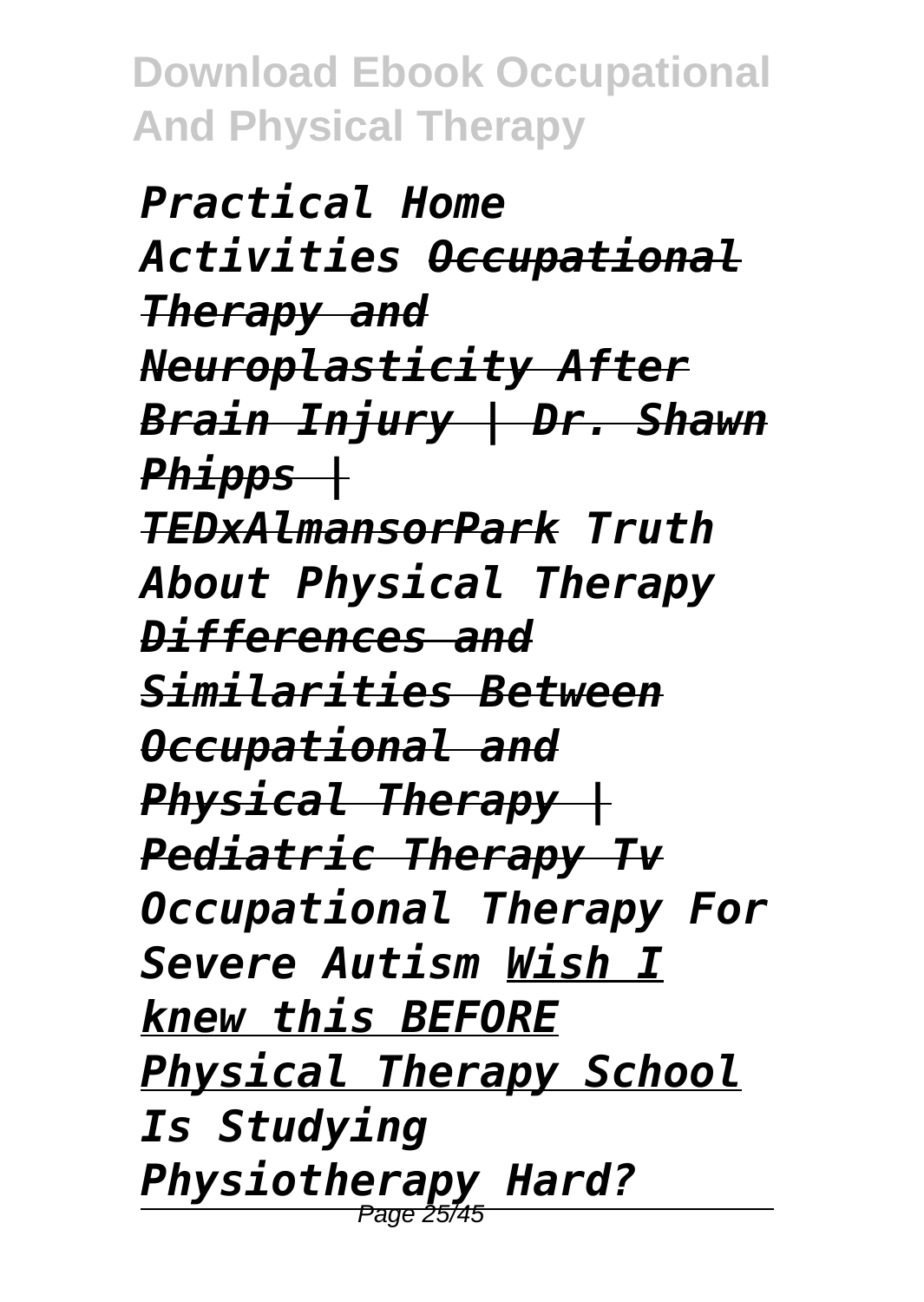*Practical Home Activities Occupational Therapy and Neuroplasticity After Brain Injury | Dr. Shawn Phipps | TEDxAlmansorPark Truth About Physical Therapy Differences and Similarities Between Occupational and Physical Therapy | Pediatric Therapy Tv Occupational Therapy For Severe Autism Wish I knew this BEFORE Physical Therapy School Is Studying Physiotherapy Hard?*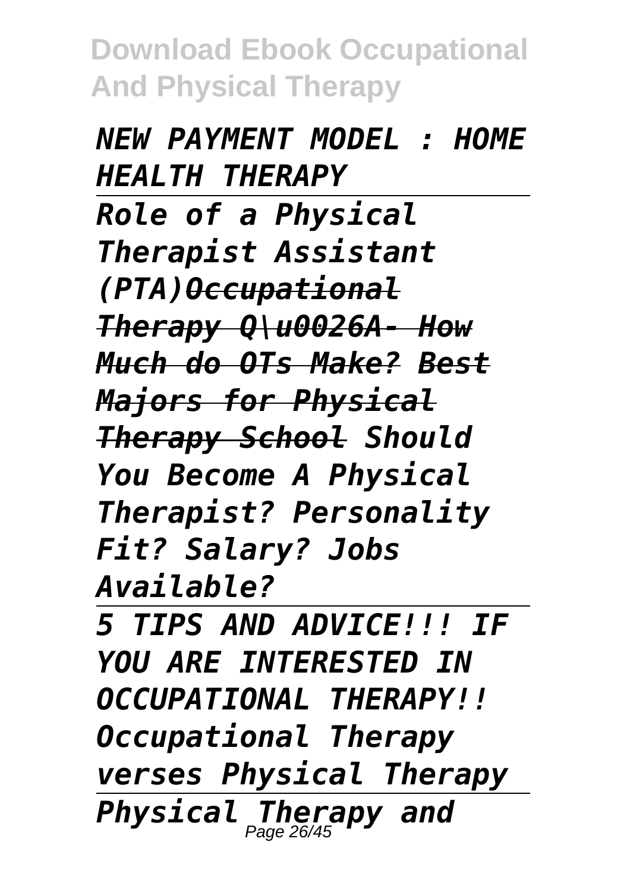*NEW PAYMENT MODEL : HOME HEALTH THERAPY*

---

*Role of a Physical Therapist Assistant (PTA)~~Occupational Therapy Q\u0026A- How Much do OTs Make?~~ ~~Best Majors for Physical Therapy School~~ Should You Become A Physical Therapist? Personality Fit? Salary? Jobs Available?*

---

*5 TIPS AND ADVICE!!! IF YOU ARE INTERESTED IN OCCUPATIONAL THERAPY!! Occupational Therapy verses Physical Therapy*

---

*Physical Therapy and*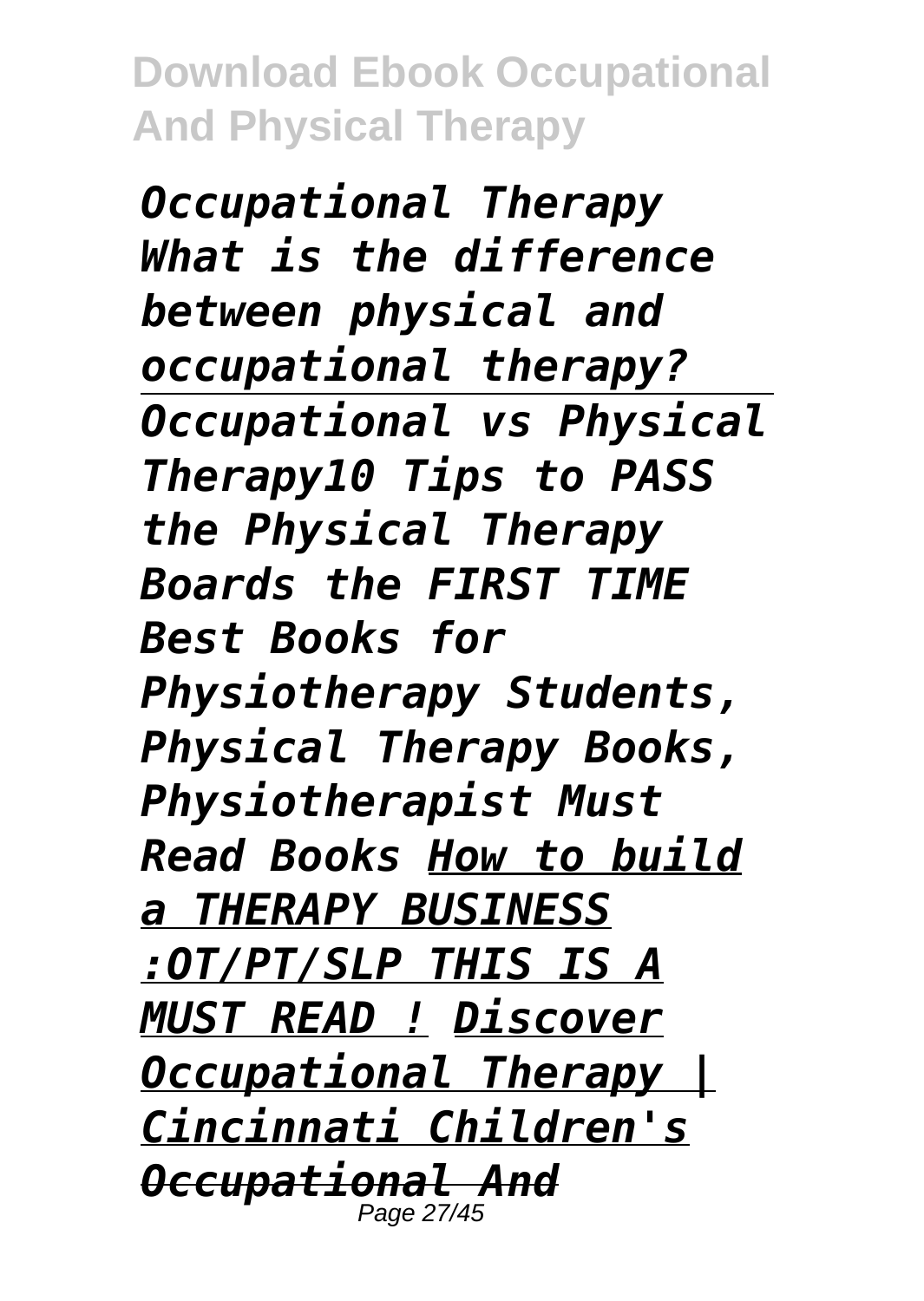*Occupational Therapy What is the difference between physical and occupational therapy?* *Occupational vs Physical Therapy10 Tips to PASS the Physical Therapy Boards the FIRST TIME Best Books for Physiotherapy Students, Physical Therapy Books, Physiotherapist Must Read Books* *How to build a THERAPY BUSINESS :OT/PT/SLP THIS IS A MUST READ !* *Discover Occupational Therapy | Cincinnati Children's* *Occupational And*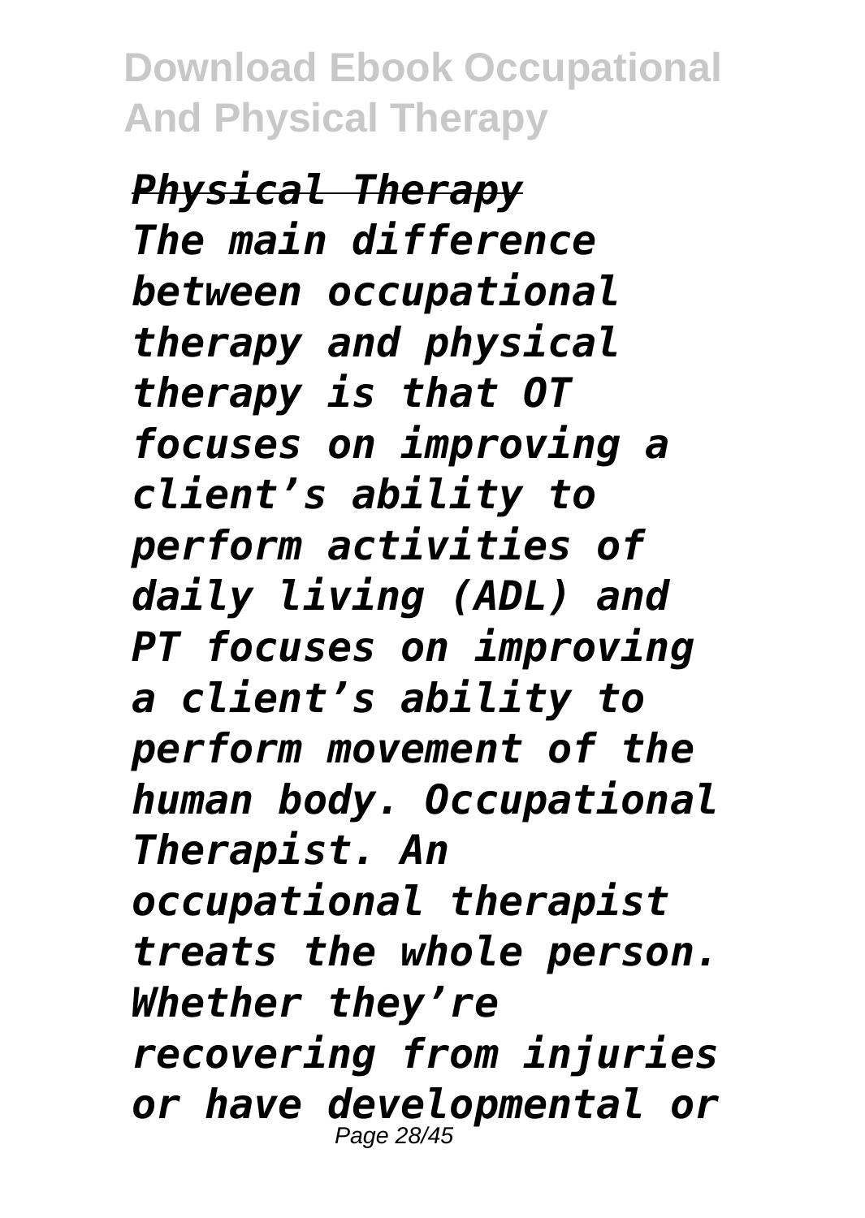*Physical Therapy*

*The main difference between occupational therapy and physical therapy is that OT focuses on improving a client's ability to perform activities of daily living (ADL) and PT focuses on improving a client's ability to perform movement of the human body. Occupational Therapist. An occupational therapist treats the whole person. Whether they're recovering from injuries or have developmental or*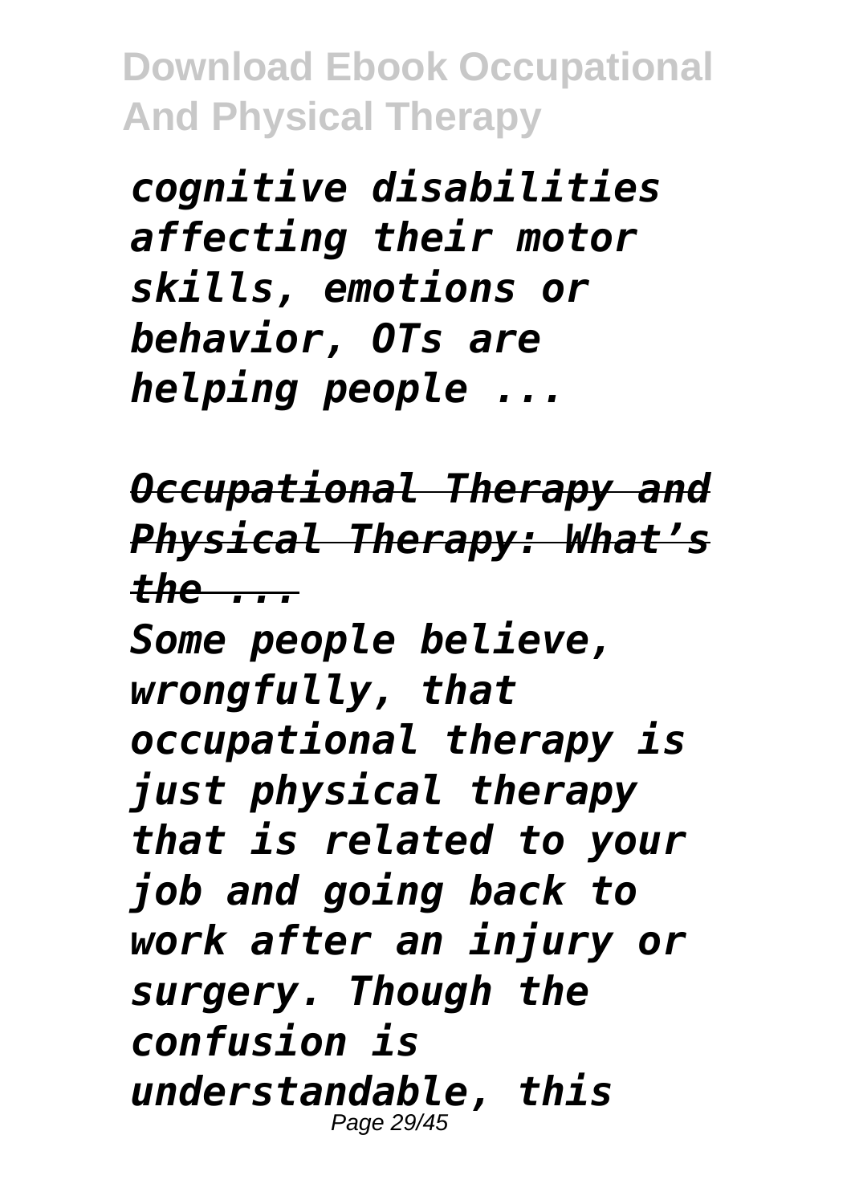*cognitive disabilities affecting their motor skills, emotions or behavior, OTs are helping people ...*

*Occupational Therapy and Physical Therapy: What's the ...*

*Some people believe, wrongfully, that occupational therapy is just physical therapy that is related to your job and going back to work after an injury or surgery. Though the confusion is understandable, this*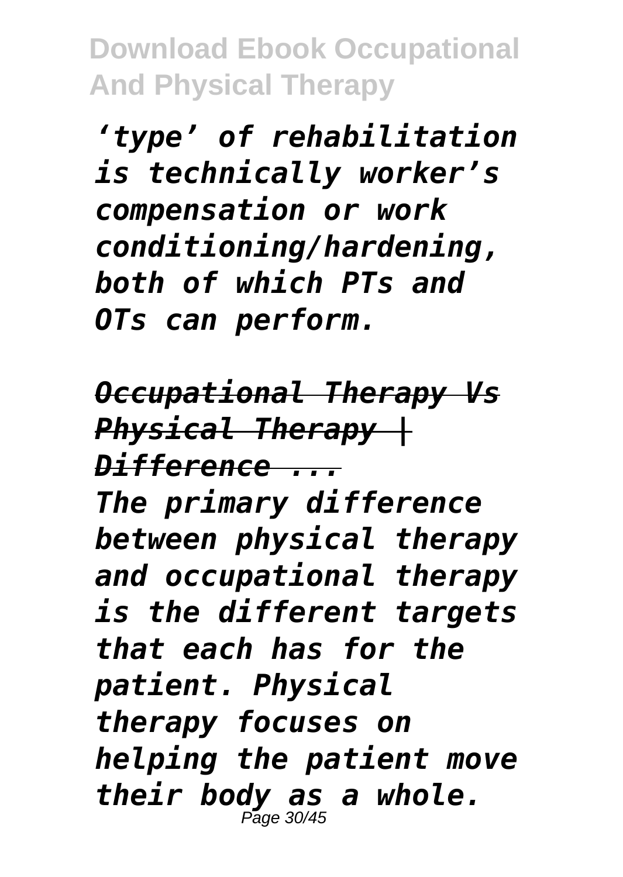*'type' of rehabilitation is technically worker's compensation or work conditioning/hardening, both of which PTs and OTs can perform.*

*Occupational Therapy Vs Physical Therapy | Difference ...*

*The primary difference between physical therapy and occupational therapy is the different targets that each has for the patient. Physical therapy focuses on helping the patient move their body as a whole.*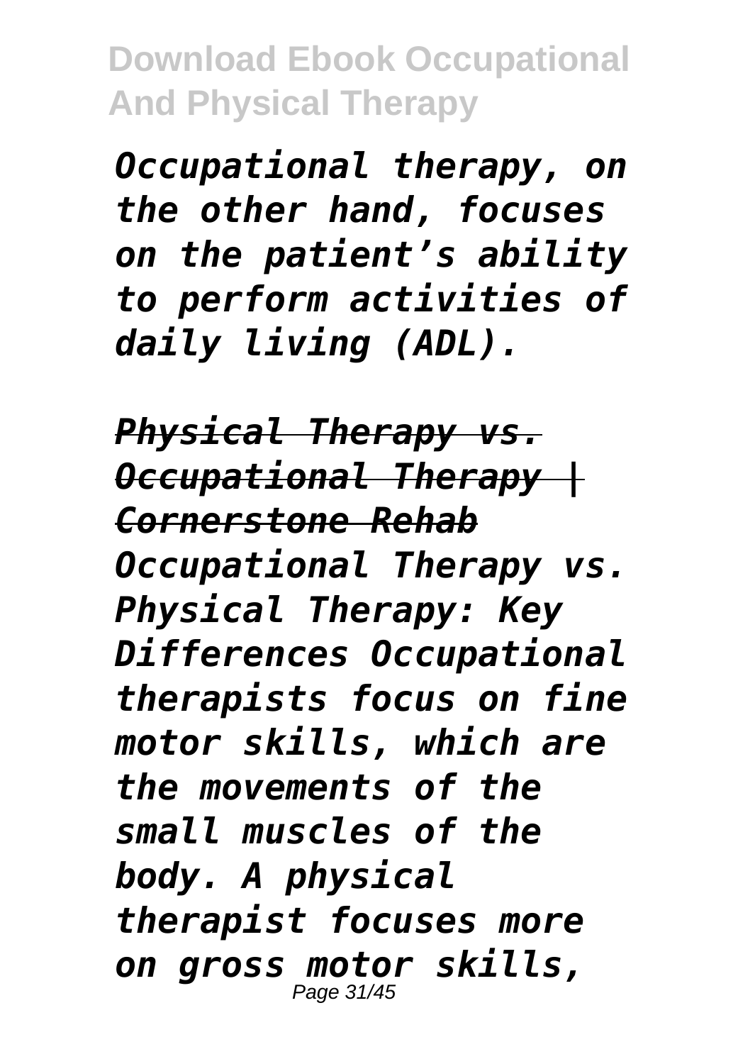*Occupational therapy, on the other hand, focuses on the patient's ability to perform activities of daily living (ADL).*

***Physical Therapy vs. Occupational Therapy | Cornerstone Rehab***

*Occupational Therapy vs. Physical Therapy: Key Differences Occupational therapists focus on fine motor skills, which are the movements of the small muscles of the body. A physical therapist focuses more on gross motor skills,*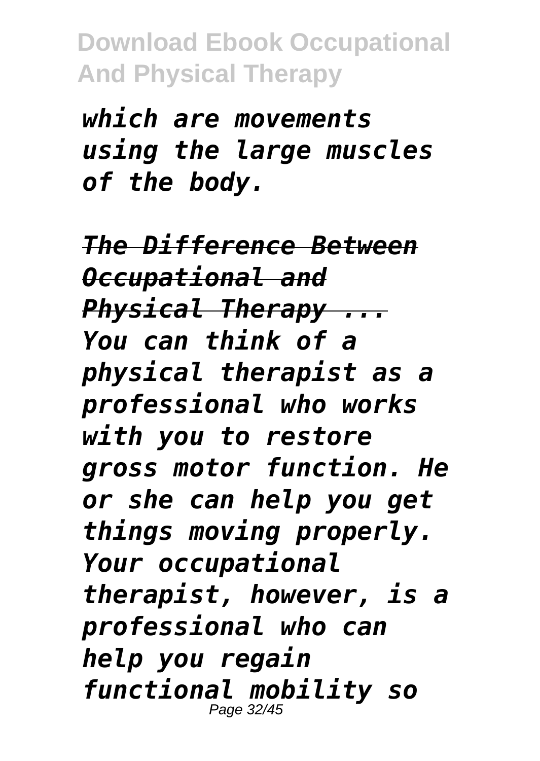*which are movements using the large muscles of the body.*

*The Difference Between Occupational and Physical Therapy ...*

*You can think of a physical therapist as a professional who works with you to restore gross motor function. He or she can help you get things moving properly. Your occupational therapist, however, is a professional who can help you regain functional mobility so*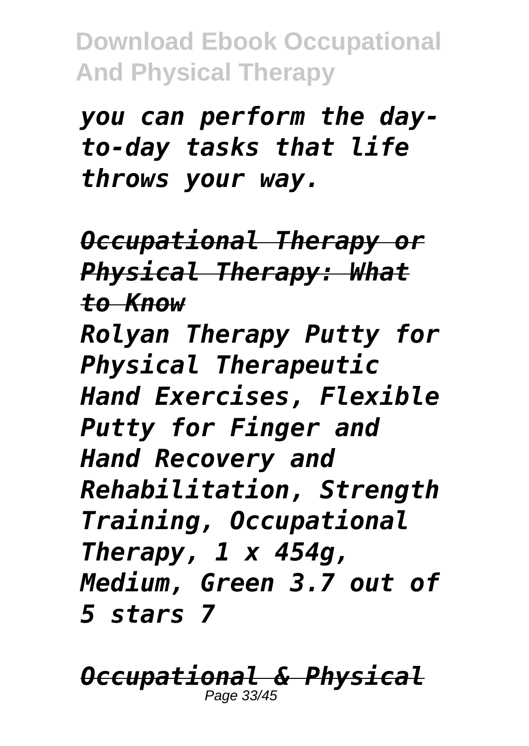*you can perform the day-to-day tasks that life throws your way.*

***Occupational Therapy or Physical Therapy: What to Know***

*Rolyan Therapy Putty for Physical Therapeutic Hand Exercises, Flexible Putty for Finger and Hand Recovery and Rehabilitation, Strength Training, Occupational Therapy, 1 x 454g, Medium, Green 3.7 out of 5 stars 7*

***Occupational & Physical***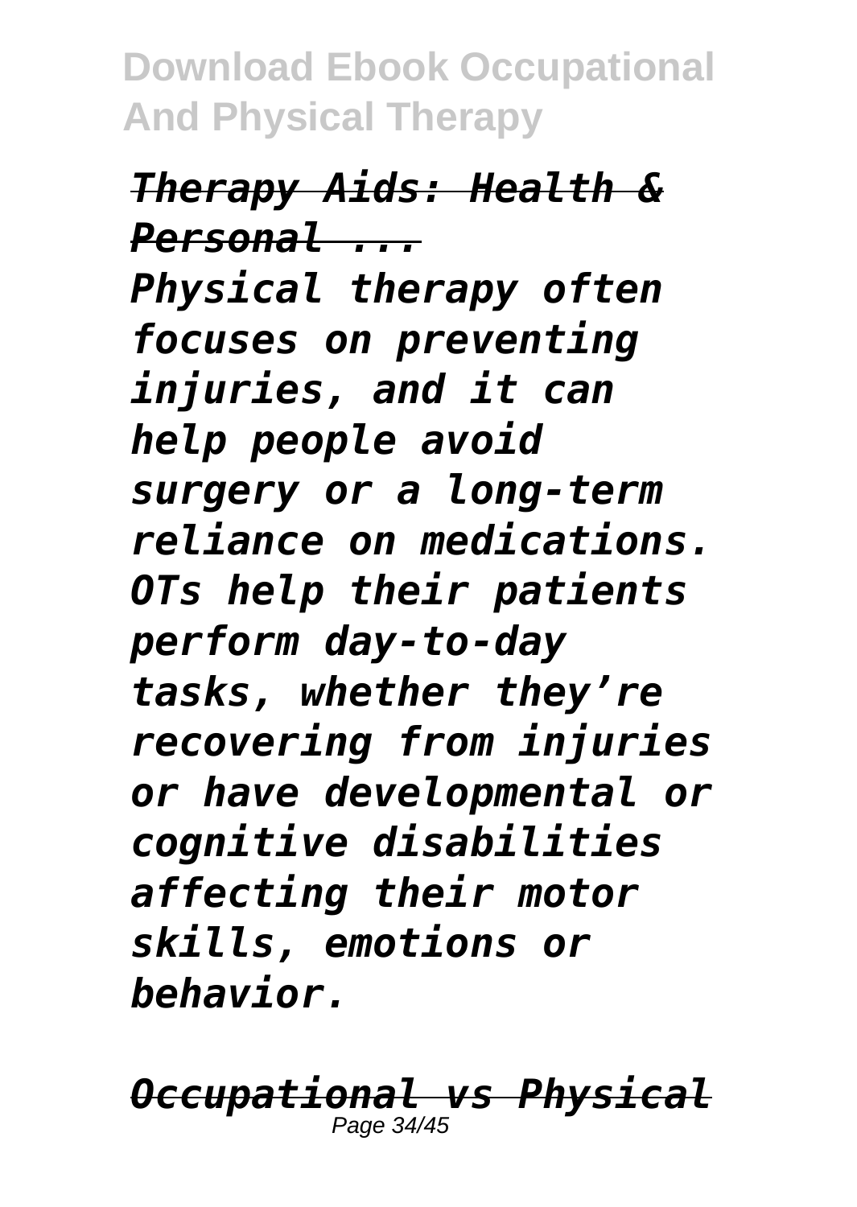*Therapy Aids: Health & Personal ...*

*Physical therapy often focuses on preventing injuries, and it can help people avoid surgery or a long-term reliance on medications. OTs help their patients perform day-to-day tasks, whether they're recovering from injuries or have developmental or cognitive disabilities affecting their motor skills, emotions or behavior.*

*Occupational vs Physical*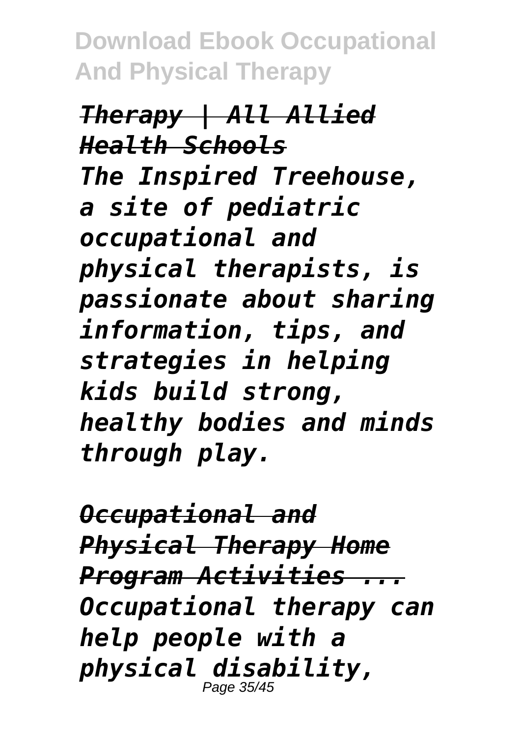*Therapy | All Allied Health Schools*

*The Inspired Treehouse, a site of pediatric occupational and physical therapists, is passionate about sharing information, tips, and strategies in helping kids build strong, healthy bodies and minds through play.*

*Occupational and Physical Therapy Home Program Activities ...*

*Occupational therapy can help people with a physical disability,*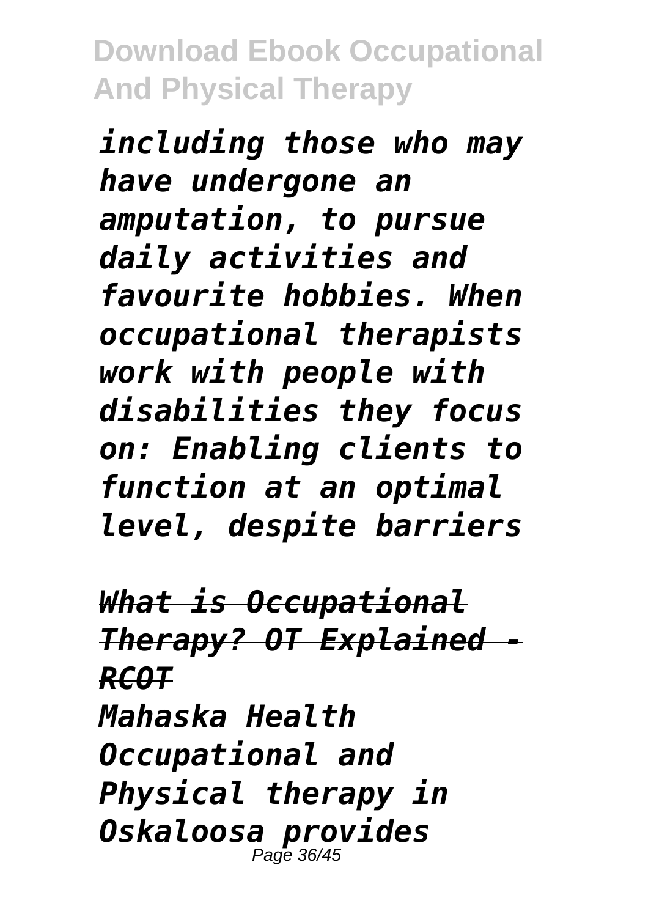*including those who may have undergone an amputation, to pursue daily activities and favourite hobbies. When occupational therapists work with people with disabilities they focus on: Enabling clients to function at an optimal level, despite barriers*

*What is Occupational Therapy? OT Explained - RCOT*

*Mahaska Health Occupational and Physical therapy in Oskaloosa provides*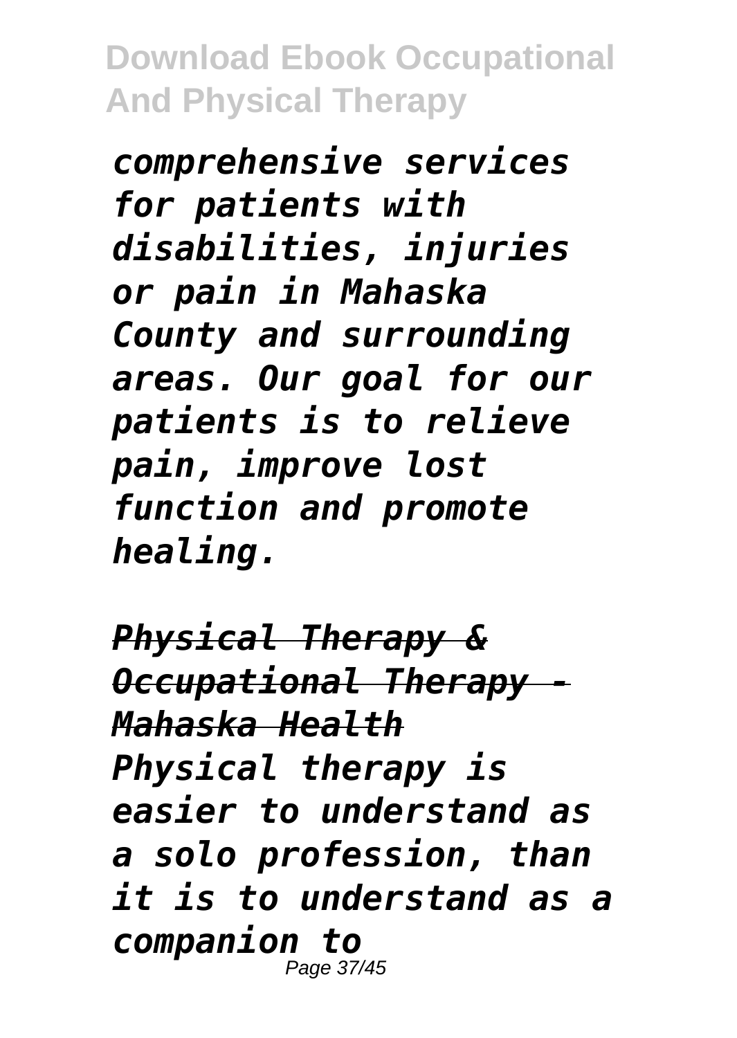*comprehensive services for patients with disabilities, injuries or pain in Mahaska County and surrounding areas. Our goal for our patients is to relieve pain, improve lost function and promote healing.*

*Physical Therapy & Occupational Therapy - Mahaska Health*

*Physical therapy is easier to understand as a solo profession, than it is to understand as a companion to*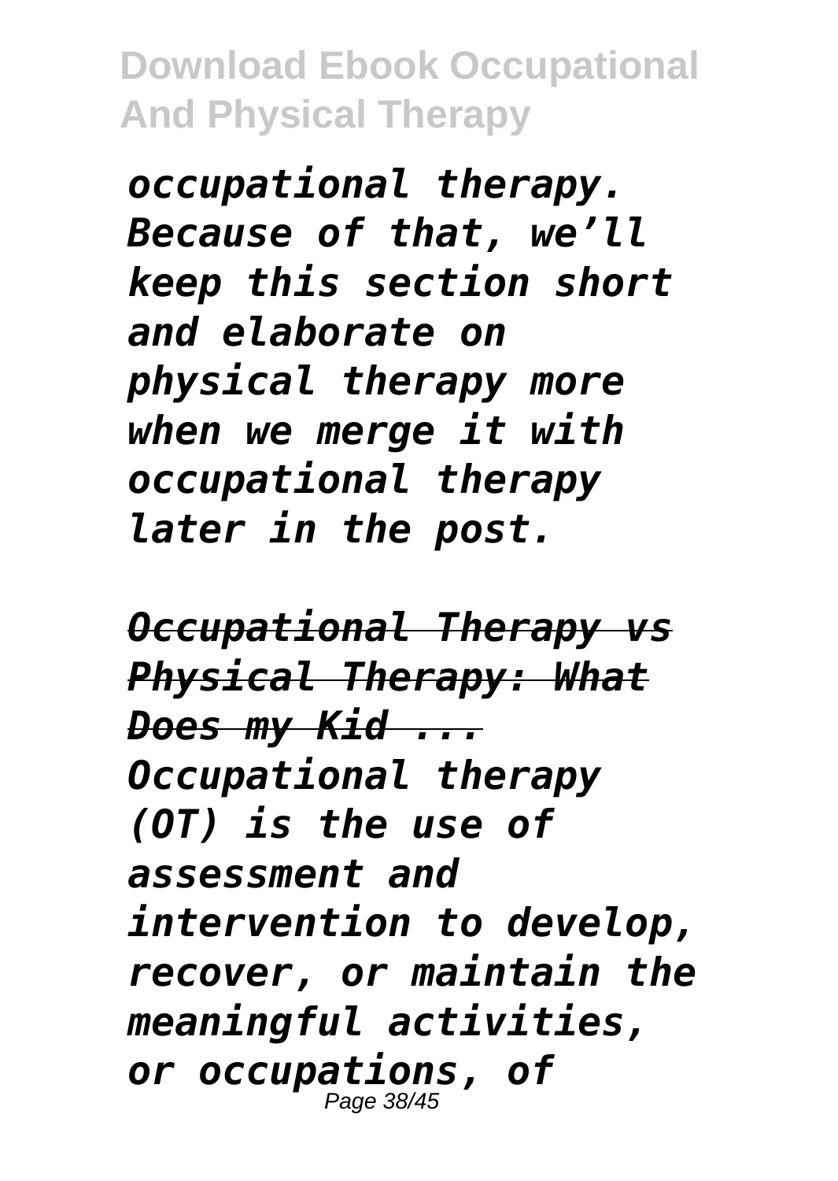*occupational therapy. Because of that, we'll keep this section short and elaborate on physical therapy more when we merge it with occupational therapy later in the post.*

***Occupational Therapy vs Physical Therapy: What Does my Kid ...***

*Occupational therapy (OT) is the use of assessment and intervention to develop, recover, or maintain the meaningful activities, or occupations, of*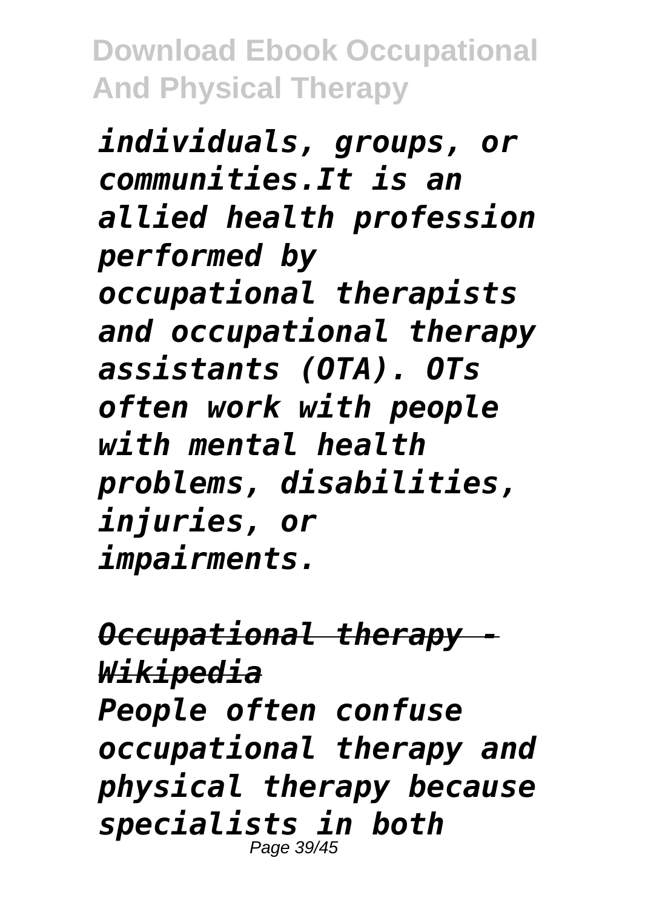*individuals, groups, or communities.It is an allied health profession performed by occupational therapists and occupational therapy assistants (OTA). OTs often work with people with mental health problems, disabilities, injuries, or impairments.*

*Occupational therapy - Wikipedia*

*People often confuse occupational therapy and physical therapy because specialists in both*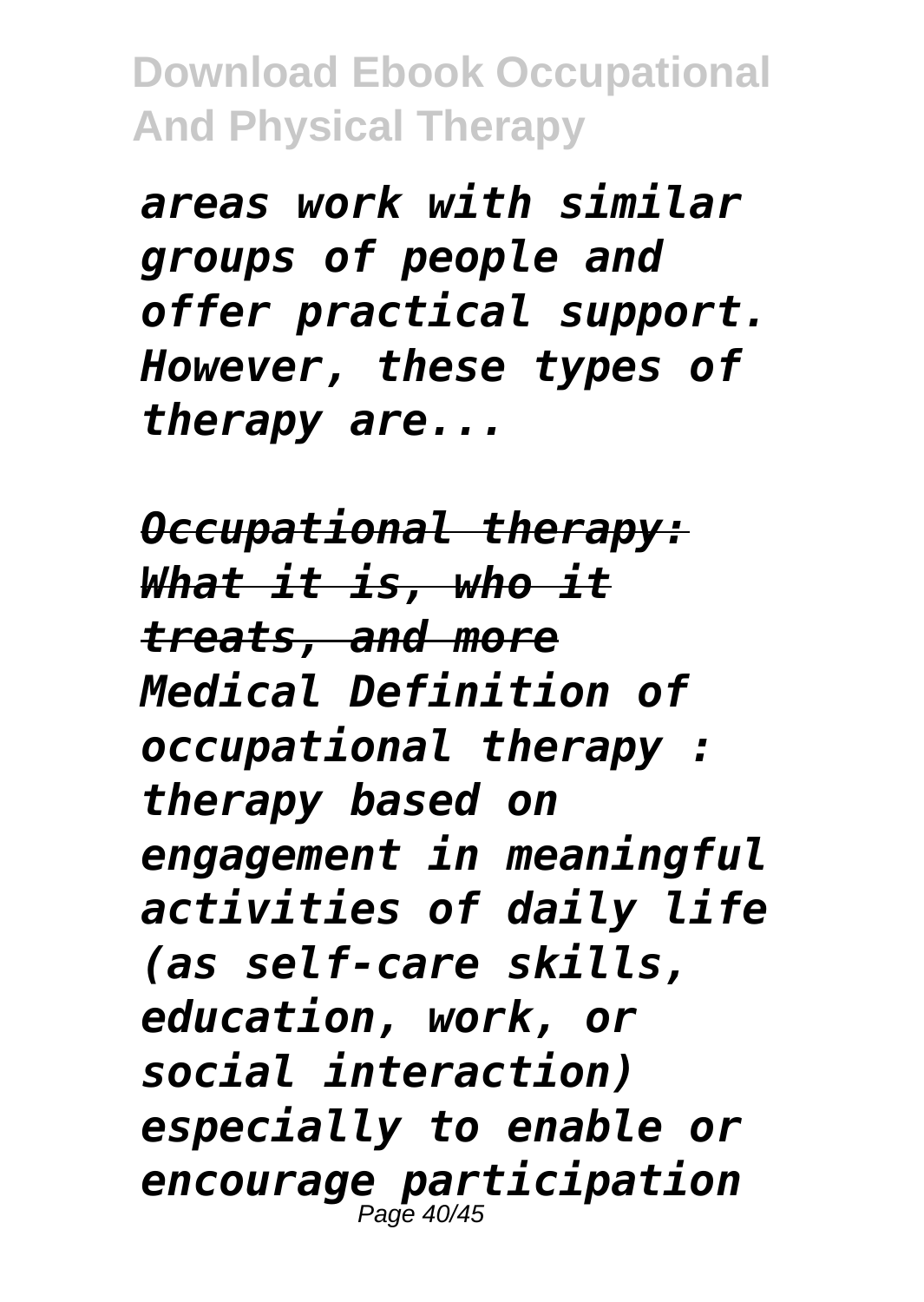*areas work with similar groups of people and offer practical support. However, these types of therapy are...*

***Occupational therapy: What it is, who it treats, and more***

*Medical Definition of occupational therapy : therapy based on engagement in meaningful activities of daily life (as self-care skills, education, work, or social interaction) especially to enable or encourage participation*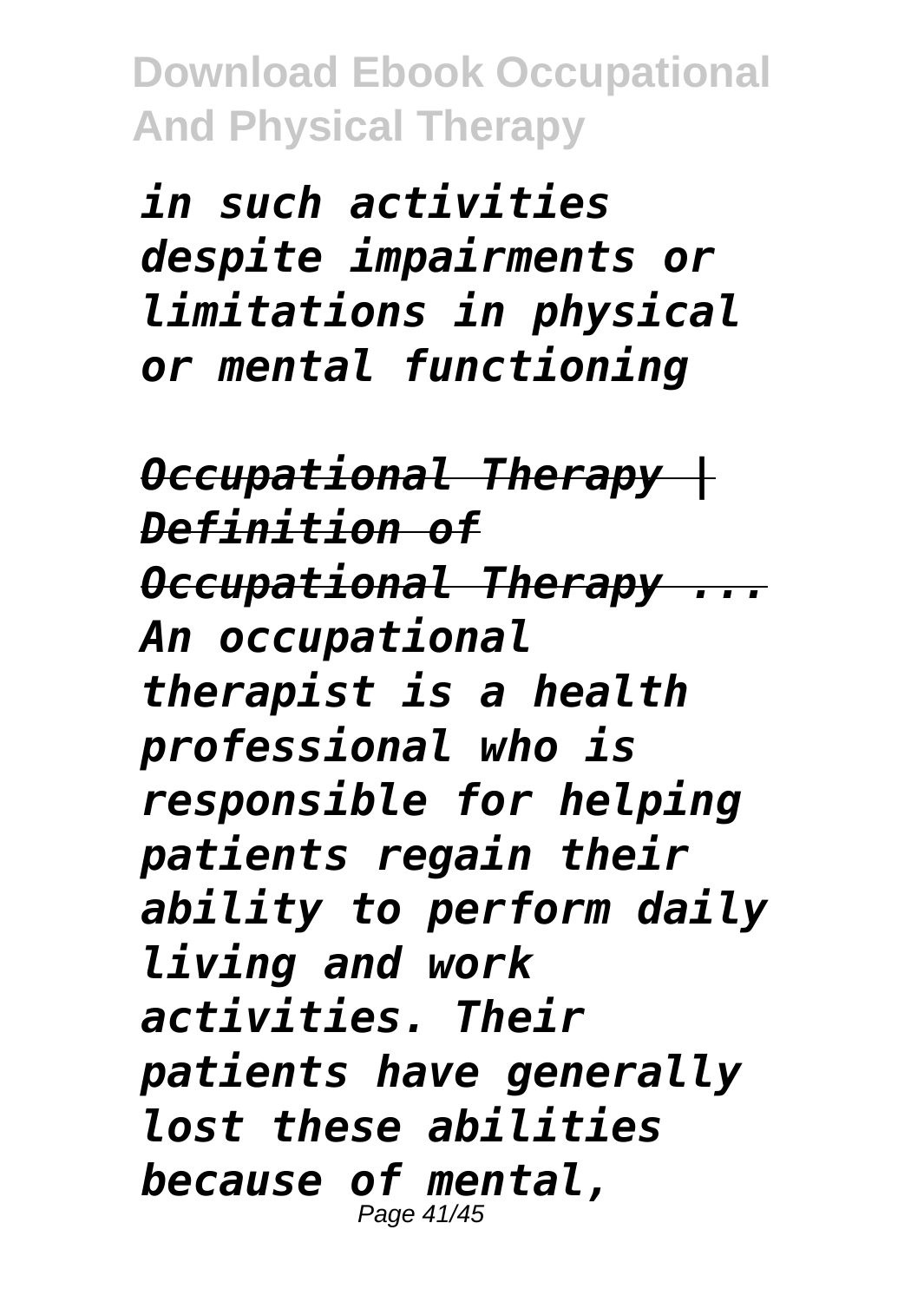*in such activities despite impairments or limitations in physical or mental functioning*

*Occupational Therapy | Definition of Occupational Therapy ...*
*An occupational therapist is a health professional who is responsible for helping patients regain their ability to perform daily living and work activities. Their patients have generally lost these abilities because of mental,*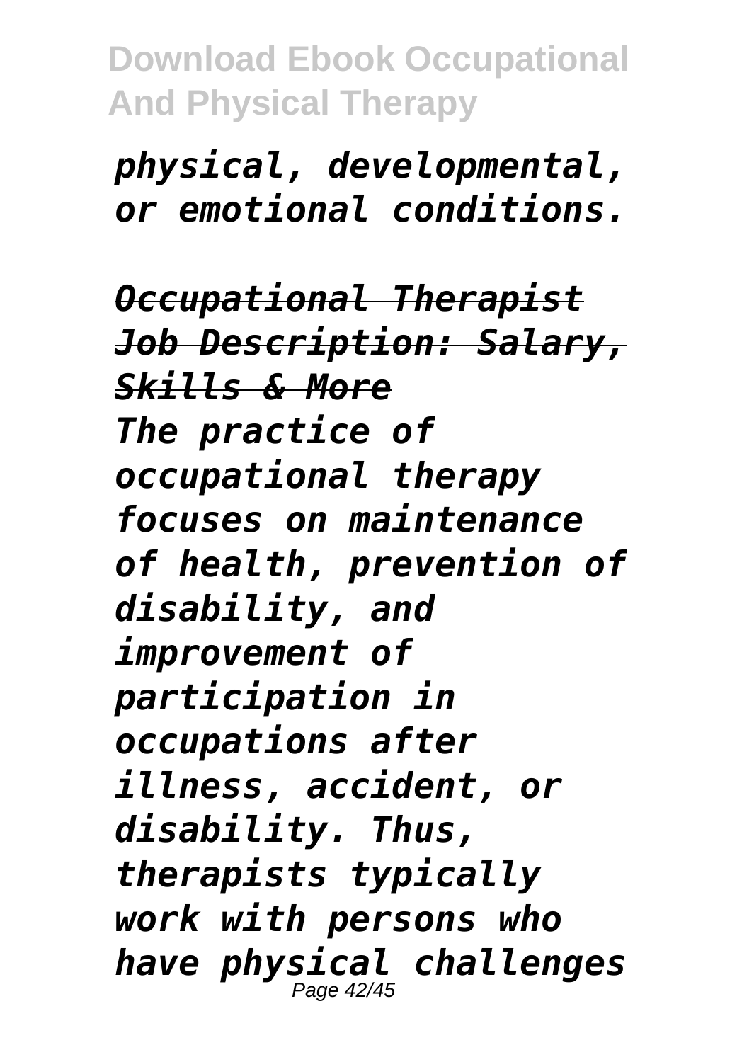*physical, developmental, or emotional conditions.*

***Occupational Therapist Job Description: Salary, Skills & More***

***The practice of occupational therapy focuses on maintenance of health, prevention of disability, and improvement of participation in occupations after illness, accident, or disability. Thus, therapists typically work with persons who have physical challenges***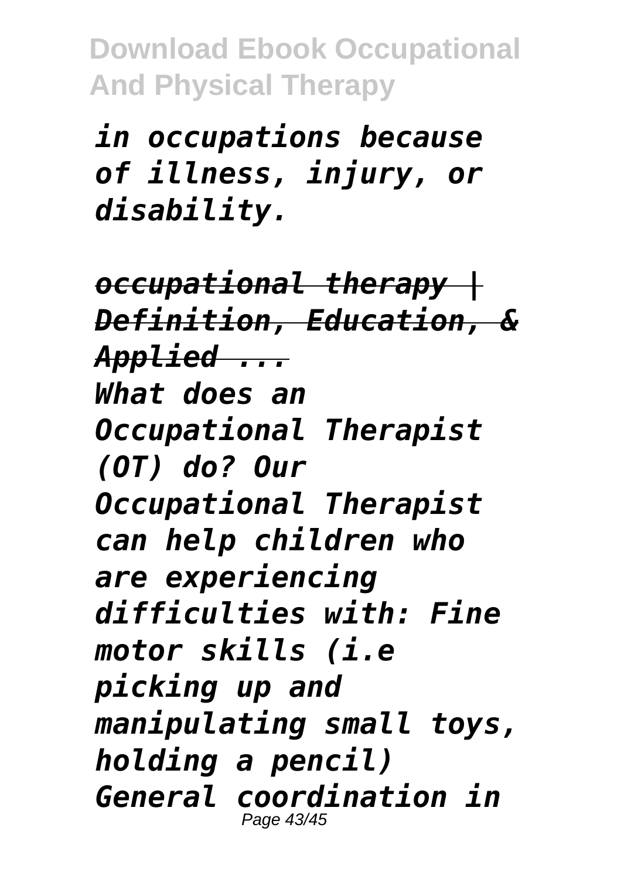*in occupations because of illness, injury, or disability.*

*occupational therapy | Definition, Education, & Applied ...*

*What does an Occupational Therapist (OT) do? Our Occupational Therapist can help children who are experiencing difficulties with: Fine motor skills (i.e picking up and manipulating small toys, holding a pencil) General coordination in*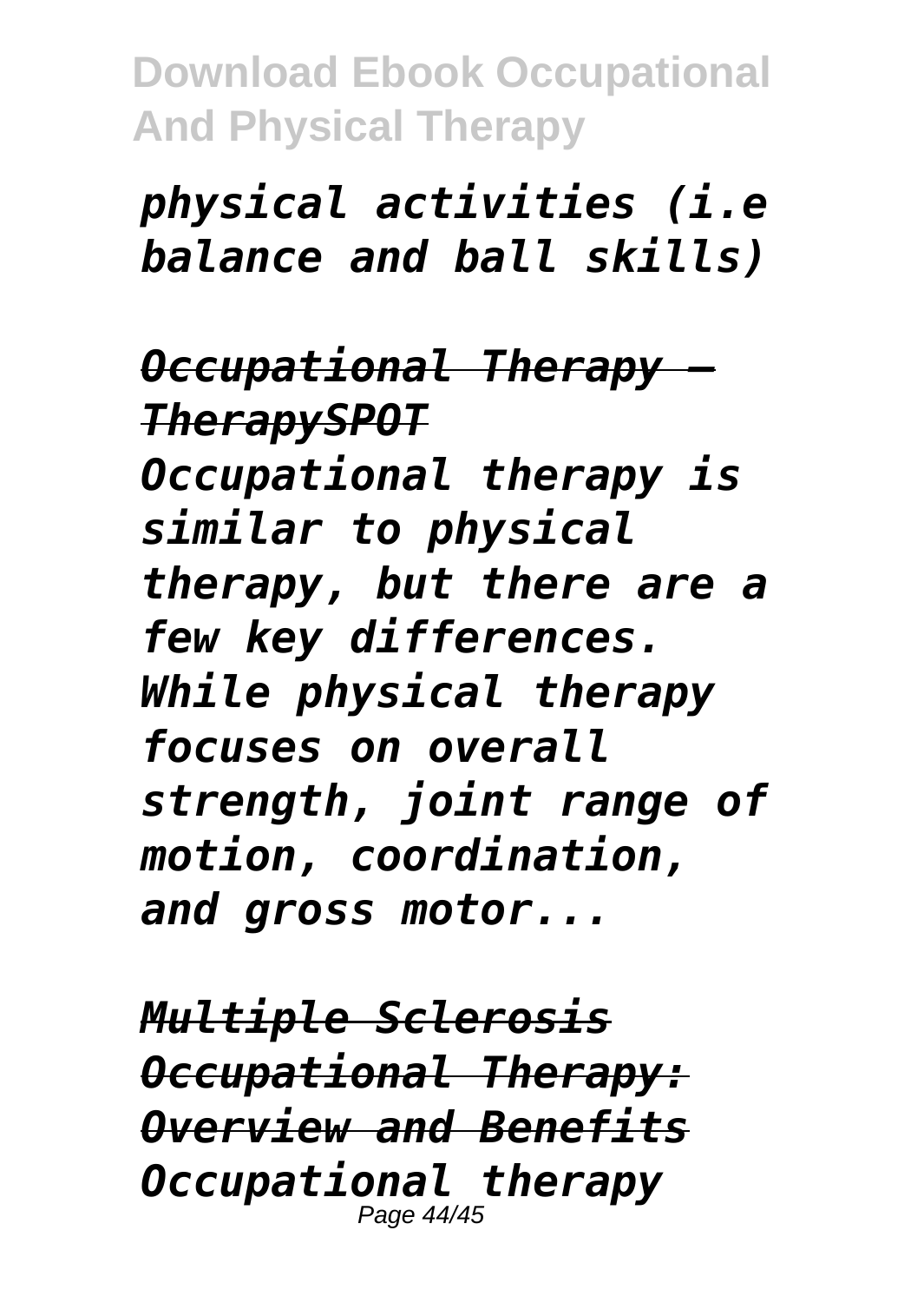*physical activities (i.e balance and ball skills)*

***Occupational Therapy – TherapySPOT***
*Occupational therapy is similar to physical therapy, but there are a few key differences. While physical therapy focuses on overall strength, joint range of motion, coordination, and gross motor...*

***Multiple Sclerosis Occupational Therapy: Overview and Benefits***
*Occupational therapy*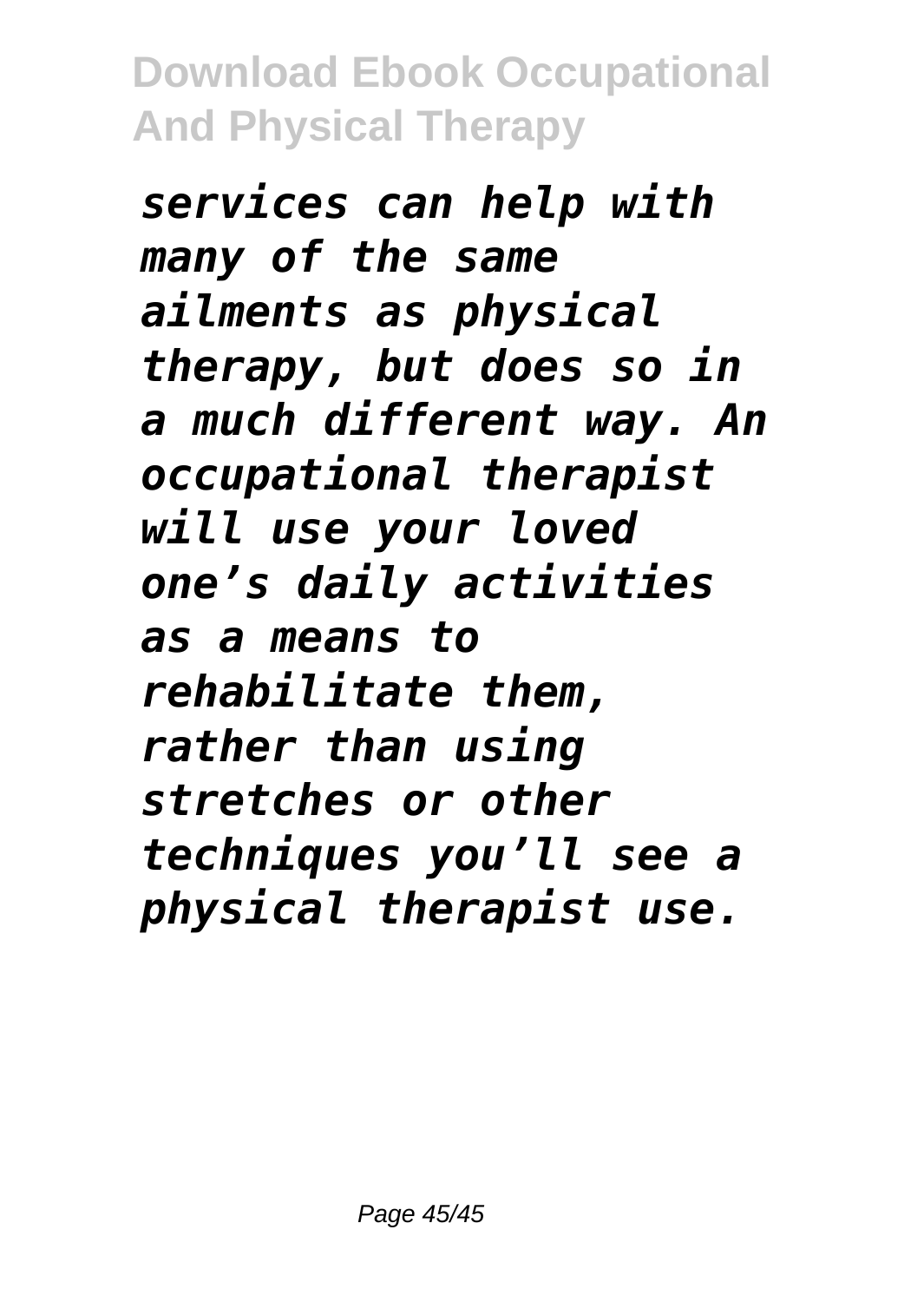*services can help with many of the same ailments as physical therapy, but does so in a much different way. An occupational therapist will use your loved one's daily activities as a means to rehabilitate them, rather than using stretches or other techniques you'll see a physical therapist use.*